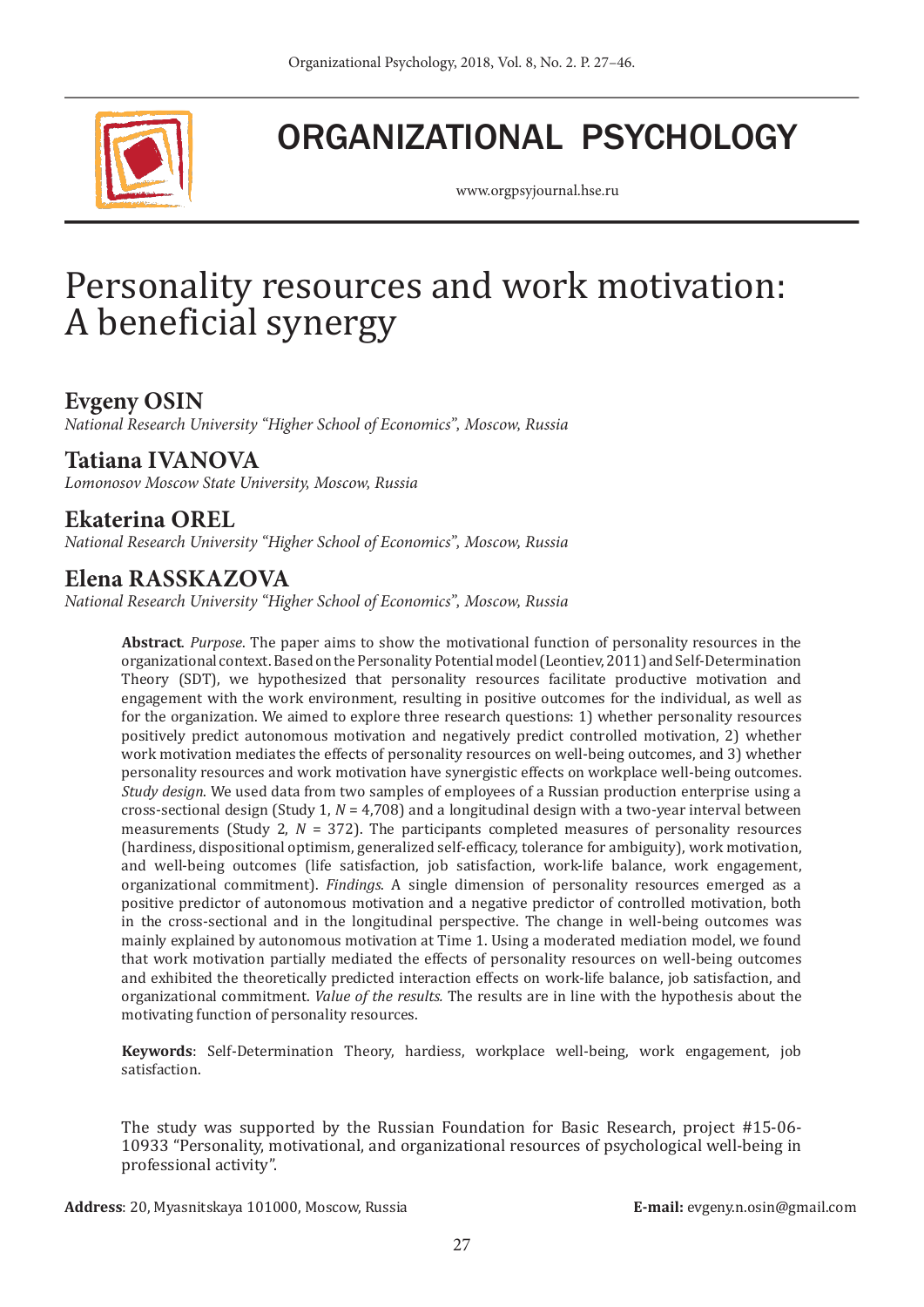# Personality resources and work motivation: A beneficial synergy

**Evgeny OSIN**
*National Research University "Higher School of Economics", Moscow, Russia*

**Tatiana IVANOVA**
*Lomonosov Moscow State University, Moscow, Russia*

**Ekaterina OREL**
*National Research University "Higher School of Economics", Moscow, Russia*

**Elena RASSKAZOVA**
*National Research University "Higher School of Economics", Moscow, Russia*

**Abstract**. *Purpose*. The paper aims to show the motivational function of personality resources in the organizational context. Based on the Personality Potential model (Leontiev, 2011) and Self-Determination Theory (SDT), we hypothesized that personality resources facilitate productive motivation and engagement with the work environment, resulting in positive outcomes for the individual, as well as for the organization. We aimed to explore three research questions: 1) whether personality resources positively predict autonomous motivation and negatively predict controlled motivation, 2) whether work motivation mediates the effects of personality resources on well-being outcomes, and 3) whether personality resources and work motivation have synergistic effects on workplace well-being outcomes. *Study design*. We used data from two samples of employees of a Russian production enterprise using a cross-sectional design (Study 1, *N* = 4,708) and a longitudinal design with a two-year interval between measurements (Study 2, *N* = 372). The participants completed measures of personality resources (hardiness, dispositional optimism, generalized self-efficacy, tolerance for ambiguity), work motivation, and well-being outcomes (life satisfaction, job satisfaction, work-life balance, work engagement, organizational commitment). *Findings*. A single dimension of personality resources emerged as a positive predictor of autonomous motivation and a negative predictor of controlled motivation, both in the cross-sectional and in the longitudinal perspective. The change in well-being outcomes was mainly explained by autonomous motivation at Time 1. Using a moderated mediation model, we found that work motivation partially mediated the effects of personality resources on well-being outcomes and exhibited the theoretically predicted interaction effects on work-life balance, job satisfaction, and organizational commitment. *Value of the results*. The results are in line with the hypothesis about the motivating function of personality resources.

**Keywords**: Self-Determination Theory, hardiness, workplace well-being, work engagement, job satisfaction.

The study was supported by the Russian Foundation for Basic Research, project #15-06-10933 "Personality, motivational, and organizational resources of psychological well-being in professional activity".

**Address**: 20, Myasnitskaya 101000, Moscow, Russia

**E-mail:** evgeny.n.osin@gmail.com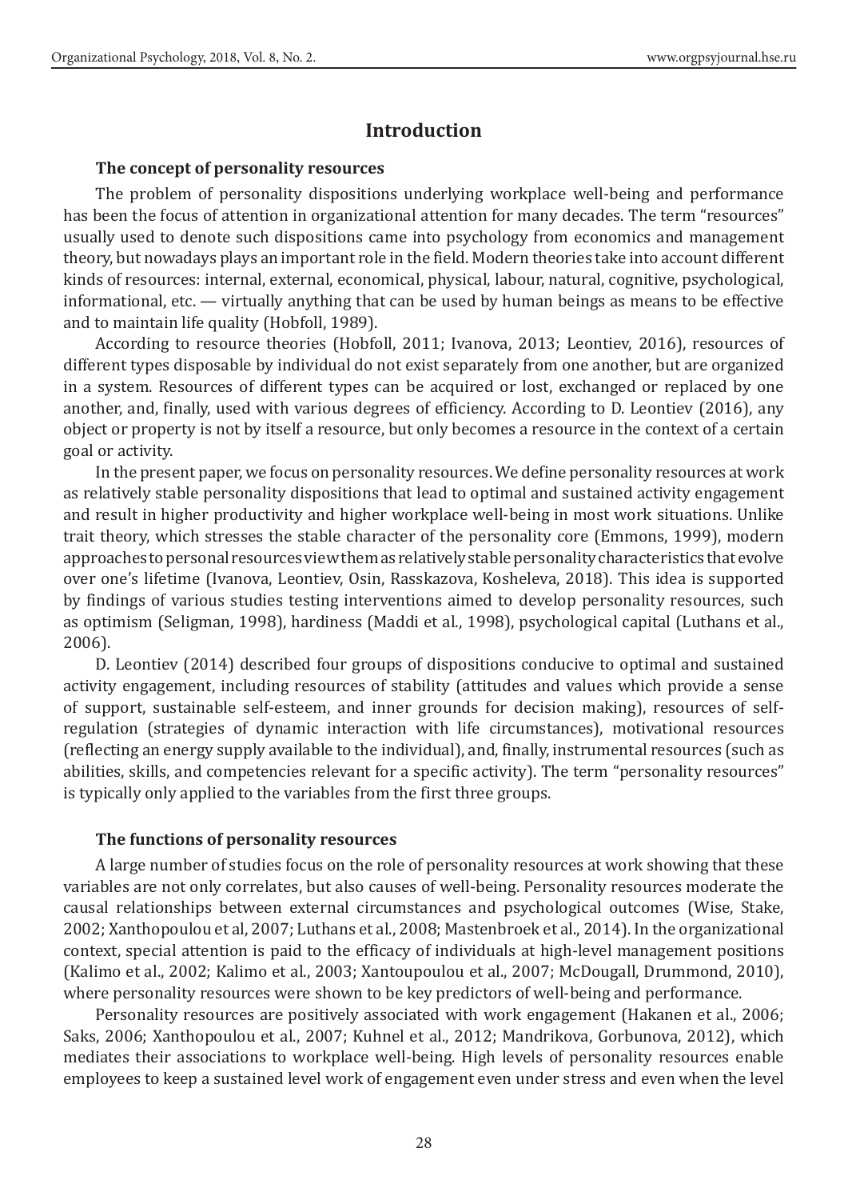# Introduction

### The concept of personality resources

The problem of personality dispositions underlying workplace well-being and performance has been the focus of attention in organizational attention for many decades. The term "resources" usually used to denote such dispositions came into psychology from economics and management theory, but nowadays plays an important role in the field. Modern theories take into account different kinds of resources: internal, external, economical, physical, labour, natural, cognitive, psychological, informational, etc. — virtually anything that can be used by human beings as means to be effective and to maintain life quality (Hobfoll, 1989).

According to resource theories (Hobfoll, 2011; Ivanova, 2013; Leontiev, 2016), resources of different types disposable by individual do not exist separately from one another, but are organized in a system. Resources of different types can be acquired or lost, exchanged or replaced by one another, and, finally, used with various degrees of efficiency. According to D. Leontiev (2016), any object or property is not by itself a resource, but only becomes a resource in the context of a certain goal or activity.

In the present paper, we focus on personality resources. We define personality resources at work as relatively stable personality dispositions that lead to optimal and sustained activity engagement and result in higher productivity and higher workplace well-being in most work situations. Unlike trait theory, which stresses the stable character of the personality core (Emmons, 1999), modern approaches to personal resources view them as relatively stable personality characteristics that evolve over one's lifetime (Ivanova, Leontiev, Osin, Rasskazova, Kosheleva, 2018). This idea is supported by findings of various studies testing interventions aimed to develop personality resources, such as optimism (Seligman, 1998), hardiness (Maddi et al., 1998), psychological capital (Luthans et al., 2006).

D. Leontiev (2014) described four groups of dispositions conducive to optimal and sustained activity engagement, including resources of stability (attitudes and values which provide a sense of support, sustainable self-esteem, and inner grounds for decision making), resources of self-regulation (strategies of dynamic interaction with life circumstances), motivational resources (reflecting an energy supply available to the individual), and, finally, instrumental resources (such as abilities, skills, and competencies relevant for a specific activity). The term "personality resources" is typically only applied to the variables from the first three groups.

### The functions of personality resources

A large number of studies focus on the role of personality resources at work showing that these variables are not only correlates, but also causes of well-being. Personality resources moderate the causal relationships between external circumstances and psychological outcomes (Wise, Stake, 2002; Xanthopoulou et al, 2007; Luthans et al., 2008; Mastenbroek et al., 2014). In the organizational context, special attention is paid to the efficacy of individuals at high-level management positions (Kalimo et al., 2002; Kalimo et al., 2003; Xantoupoulou et al., 2007; McDougall, Drummond, 2010), where personality resources were shown to be key predictors of well-being and performance.

Personality resources are positively associated with work engagement (Hakanen et al., 2006; Saks, 2006; Xanthopoulou et al., 2007; Kuhnel et al., 2012; Mandrikova, Gorbunova, 2012), which mediates their associations to workplace well-being. High levels of personality resources enable employees to keep a sustained level work of engagement even under stress and even when the level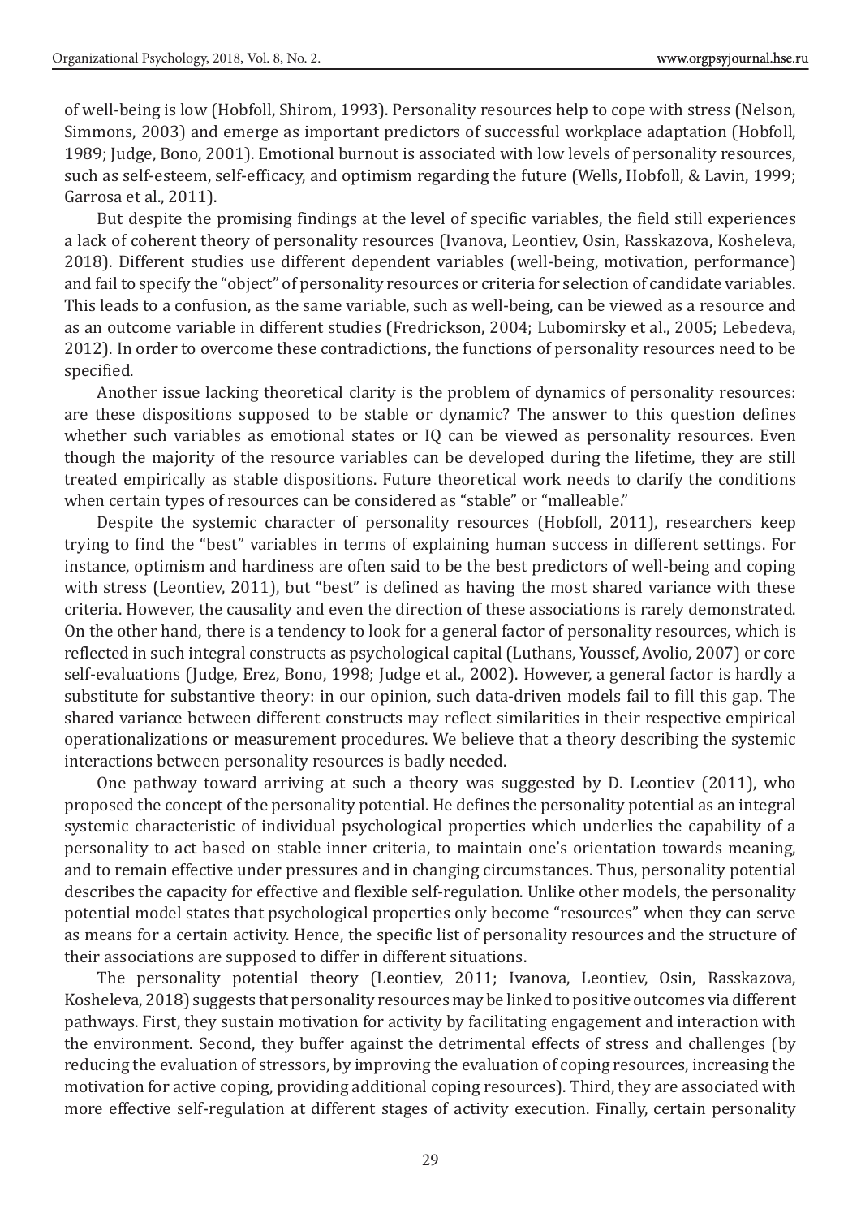of well-being is low (Hobfoll, Shirom, 1993). Personality resources help to cope with stress (Nelson, Simmons, 2003) and emerge as important predictors of successful workplace adaptation (Hobfoll, 1989; Judge, Bono, 2001). Emotional burnout is associated with low levels of personality resources, such as self-esteem, self-efficacy, and optimism regarding the future (Wells, Hobfoll, & Lavin, 1999; Garrosa et al., 2011).

But despite the promising findings at the level of specific variables, the field still experiences a lack of coherent theory of personality resources (Ivanova, Leontiev, Osin, Rasskazova, Kosheleva, 2018). Different studies use different dependent variables (well-being, motivation, performance) and fail to specify the "object" of personality resources or criteria for selection of candidate variables. This leads to a confusion, as the same variable, such as well-being, can be viewed as a resource and as an outcome variable in different studies (Fredrickson, 2004; Lubomirsky et al., 2005; Lebedeva, 2012). In order to overcome these contradictions, the functions of personality resources need to be specified.

Another issue lacking theoretical clarity is the problem of dynamics of personality resources: are these dispositions supposed to be stable or dynamic? The answer to this question defines whether such variables as emotional states or IQ can be viewed as personality resources. Even though the majority of the resource variables can be developed during the lifetime, they are still treated empirically as stable dispositions. Future theoretical work needs to clarify the conditions when certain types of resources can be considered as "stable" or "malleable."

Despite the systemic character of personality resources (Hobfoll, 2011), researchers keep trying to find the "best" variables in terms of explaining human success in different settings. For instance, optimism and hardiness are often said to be the best predictors of well-being and coping with stress (Leontiev, 2011), but "best" is defined as having the most shared variance with these criteria. However, the causality and even the direction of these associations is rarely demonstrated. On the other hand, there is a tendency to look for a general factor of personality resources, which is reflected in such integral constructs as psychological capital (Luthans, Youssef, Avolio, 2007) or core self-evaluations (Judge, Erez, Bono, 1998; Judge et al., 2002). However, a general factor is hardly a substitute for substantive theory: in our opinion, such data-driven models fail to fill this gap. The shared variance between different constructs may reflect similarities in their respective empirical operationalizations or measurement procedures. We believe that a theory describing the systemic interactions between personality resources is badly needed.

One pathway toward arriving at such a theory was suggested by D. Leontiev (2011), who proposed the concept of the personality potential. He defines the personality potential as an integral systemic characteristic of individual psychological properties which underlies the capability of a personality to act based on stable inner criteria, to maintain one's orientation towards meaning, and to remain effective under pressures and in changing circumstances. Thus, personality potential describes the capacity for effective and flexible self-regulation. Unlike other models, the personality potential model states that psychological properties only become "resources" when they can serve as means for a certain activity. Hence, the specific list of personality resources and the structure of their associations are supposed to differ in different situations.

The personality potential theory (Leontiev, 2011; Ivanova, Leontiev, Osin, Rasskazova, Kosheleva, 2018) suggests that personality resources may be linked to positive outcomes via different pathways. First, they sustain motivation for activity by facilitating engagement and interaction with the environment. Second, they buffer against the detrimental effects of stress and challenges (by reducing the evaluation of stressors, by improving the evaluation of coping resources, increasing the motivation for active coping, providing additional coping resources). Third, they are associated with more effective self-regulation at different stages of activity execution. Finally, certain personality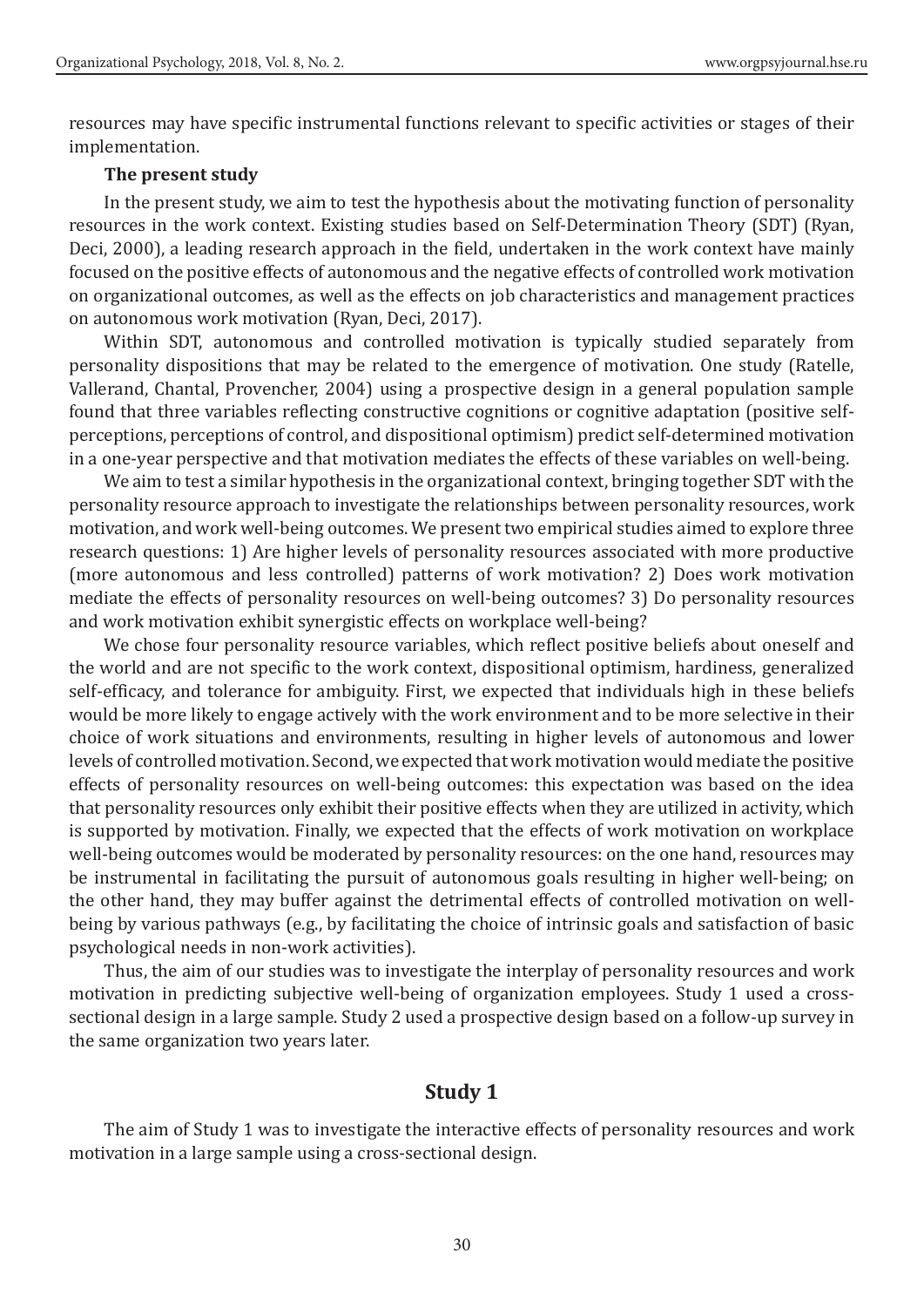resources may have specific instrumental functions relevant to specific activities or stages of their implementation.

### The present study

In the present study, we aim to test the hypothesis about the motivating function of personality resources in the work context. Existing studies based on Self-Determination Theory (SDT) (Ryan, Deci, 2000), a leading research approach in the field, undertaken in the work context have mainly focused on the positive effects of autonomous and the negative effects of controlled work motivation on organizational outcomes, as well as the effects on job characteristics and management practices on autonomous work motivation (Ryan, Deci, 2017).

Within SDT, autonomous and controlled motivation is typically studied separately from personality dispositions that may be related to the emergence of motivation. One study (Ratelle, Vallerand, Chantal, Provencher, 2004) using a prospective design in a general population sample found that three variables reflecting constructive cognitions or cognitive adaptation (positive self-perceptions, perceptions of control, and dispositional optimism) predict self-determined motivation in a one-year perspective and that motivation mediates the effects of these variables on well-being.

We aim to test a similar hypothesis in the organizational context, bringing together SDT with the personality resource approach to investigate the relationships between personality resources, work motivation, and work well-being outcomes. We present two empirical studies aimed to explore three research questions: 1) Are higher levels of personality resources associated with more productive (more autonomous and less controlled) patterns of work motivation? 2) Does work motivation mediate the effects of personality resources on well-being outcomes? 3) Do personality resources and work motivation exhibit synergistic effects on workplace well-being?

We chose four personality resource variables, which reflect positive beliefs about oneself and the world and are not specific to the work context, dispositional optimism, hardiness, generalized self-efficacy, and tolerance for ambiguity. First, we expected that individuals high in these beliefs would be more likely to engage actively with the work environment and to be more selective in their choice of work situations and environments, resulting in higher levels of autonomous and lower levels of controlled motivation. Second, we expected that work motivation would mediate the positive effects of personality resources on well-being outcomes: this expectation was based on the idea that personality resources only exhibit their positive effects when they are utilized in activity, which is supported by motivation. Finally, we expected that the effects of work motivation on workplace well-being outcomes would be moderated by personality resources: on the one hand, resources may be instrumental in facilitating the pursuit of autonomous goals resulting in higher well-being; on the other hand, they may buffer against the detrimental effects of controlled motivation on well-being by various pathways (e.g., by facilitating the choice of intrinsic goals and satisfaction of basic psychological needs in non-work activities).

Thus, the aim of our studies was to investigate the interplay of personality resources and work motivation in predicting subjective well-being of organization employees. Study 1 used a cross-sectional design in a large sample. Study 2 used a prospective design based on a follow-up survey in the same organization two years later.

## Study 1

The aim of Study 1 was to investigate the interactive effects of personality resources and work motivation in a large sample using a cross-sectional design.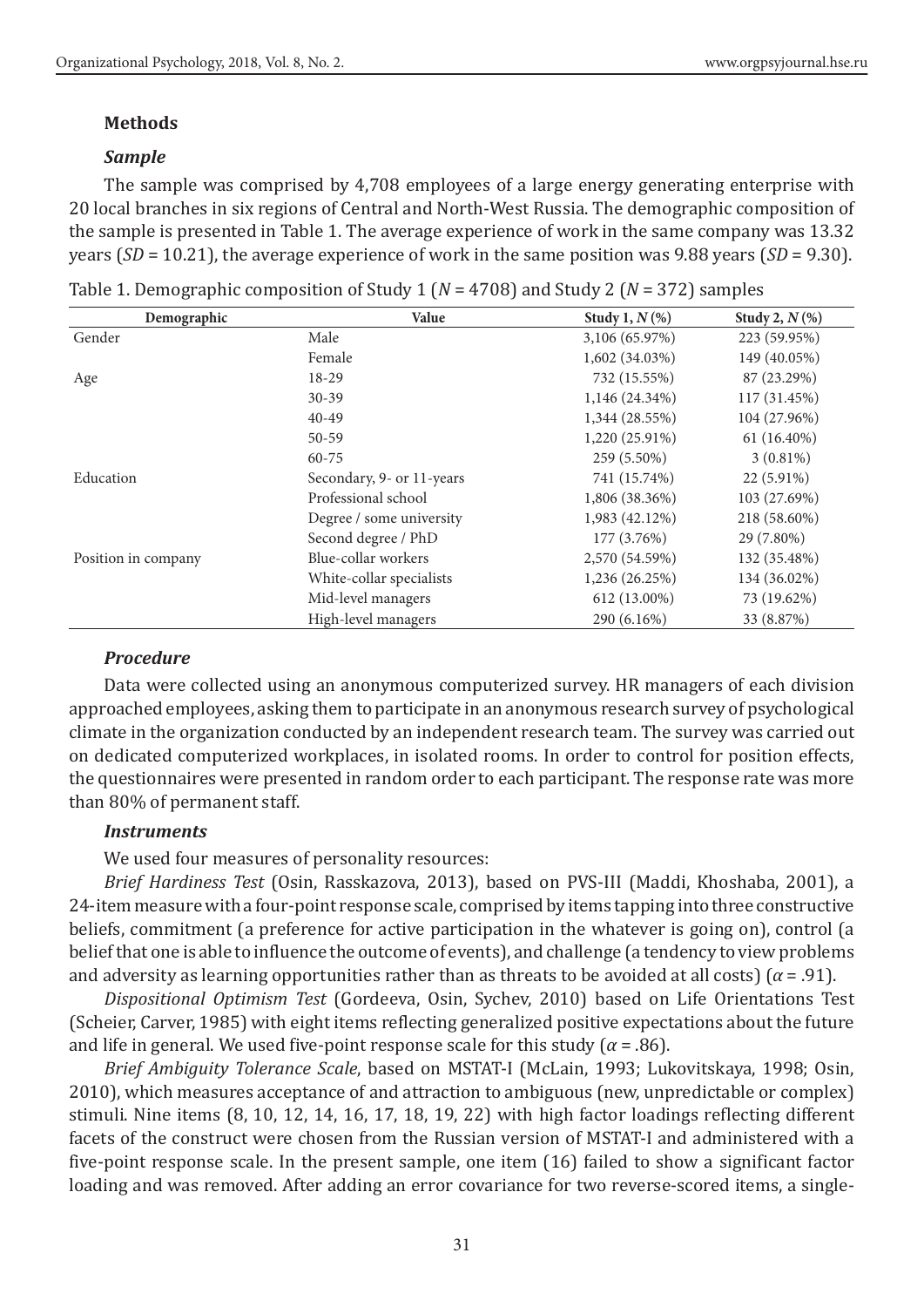## Methods

### *Sample*

The sample was comprised by 4,708 employees of a large energy generating enterprise with 20 local branches in six regions of Central and North-West Russia. The demographic composition of the sample is presented in Table 1. The average experience of work in the same company was 13.32 years (*SD* = 10.21), the average experience of work in the same position was 9.88 years (*SD* = 9.30).

Table 1. Demographic composition of Study 1 (*N* = 4708) and Study 2 (*N* = 372) samples

| Demographic | Value | Study 1, *N* (%) | Study 2, *N* (%) |
|---|---|---|---|
| Gender | Male | 3,106 (65.97%) | 223 (59.95%) |
| | Female | 1,602 (34.03%) | 149 (40.05%) |
| Age | 18-29 | 732 (15.55%) | 87 (23.29%) |
| | 30-39 | 1,146 (24.34%) | 117 (31.45%) |
| | 40-49 | 1,344 (28.55%) | 104 (27.96%) |
| | 50-59 | 1,220 (25.91%) | 61 (16.40%) |
| | 60-75 | 259 (5.50%) | 3 (0.81%) |
| Education | Secondary, 9- or 11-years | 741 (15.74%) | 22 (5.91%) |
| | Professional school | 1,806 (38.36%) | 103 (27.69%) |
| | Degree / some university | 1,983 (42.12%) | 218 (58.60%) |
| | Second degree / PhD | 177 (3.76%) | 29 (7.80%) |
| Position in company | Blue-collar workers | 2,570 (54.59%) | 132 (35.48%) |
| | White-collar specialists | 1,236 (26.25%) | 134 (36.02%) |
| | Mid-level managers | 612 (13.00%) | 73 (19.62%) |
| | High-level managers | 290 (6.16%) | 33 (8.87%) |

### *Procedure*

Data were collected using an anonymous computerized survey. HR managers of each division approached employees, asking them to participate in an anonymous research survey of psychological climate in the organization conducted by an independent research team. The survey was carried out on dedicated computerized workplaces, in isolated rooms. In order to control for position effects, the questionnaires were presented in random order to each participant. The response rate was more than 80% of permanent staff.

### *Instruments*

We used four measures of personality resources:

*Brief Hardiness Test* (Osin, Rasskazova, 2013), based on PVS-III (Maddi, Khoshaba, 2001), a 24-item measure with a four-point response scale, comprised by items tapping into three constructive beliefs, commitment (a preference for active participation in the whatever is going on), control (a belief that one is able to influence the outcome of events), and challenge (a tendency to view problems and adversity as learning opportunities rather than as threats to be avoided at all costs) ($\alpha$ = .91).

*Dispositional Optimism Test* (Gordeeva, Osin, Sychev, 2010) based on Life Orientations Test (Scheier, Carver, 1985) with eight items reflecting generalized positive expectations about the future and life in general. We used five-point response scale for this study ($\alpha$ = .86).

*Brief Ambiguity Tolerance Scale*, based on MSTAT-I (McLain, 1993; Lukovitskaya, 1998; Osin, 2010), which measures acceptance of and attraction to ambiguous (new, unpredictable or complex) stimuli. Nine items (8, 10, 12, 14, 16, 17, 18, 19, 22) with high factor loadings reflecting different facets of the construct were chosen from the Russian version of MSTAT-I and administered with a five-point response scale. In the present sample, one item (16) failed to show a significant factor loading and was removed. After adding an error covariance for two reverse-scored items, a single-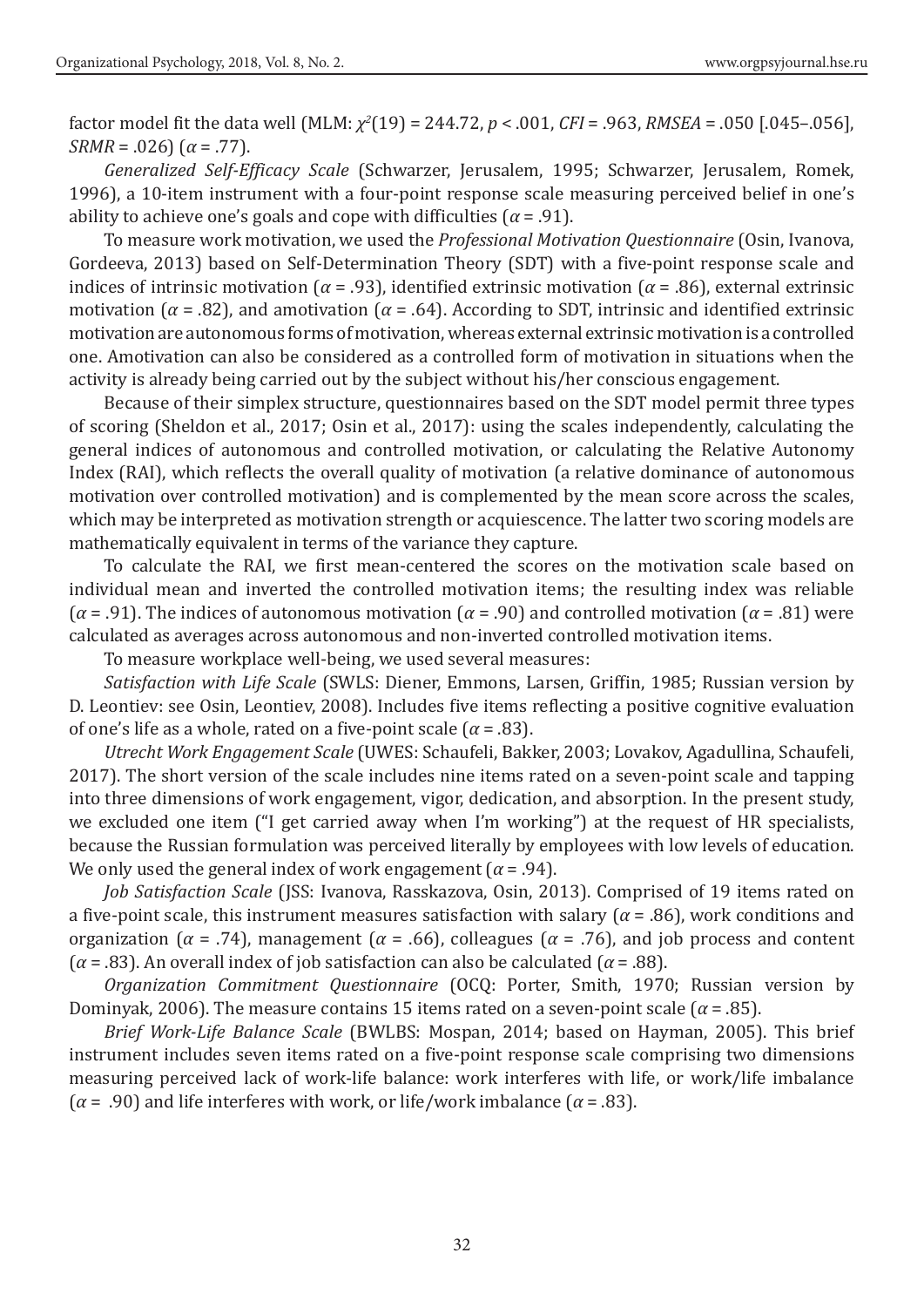factor model fit the data well (MLM: $\chi^2(19) = 244.72$, $p < .001$, $CFI = .963$, $RMSEA = .050$ [.045–.056], $SRMR = .026$) ($\alpha = .77$).

*Generalized Self-Efficacy Scale* (Schwarzer, Jerusalem, 1995; Schwarzer, Jerusalem, Romek, 1996), a 10-item instrument with a four-point response scale measuring perceived belief in one's ability to achieve one's goals and cope with difficulties ($\alpha = .91$).

To measure work motivation, we used the *Professional Motivation Questionnaire* (Osin, Ivanova, Gordeeva, 2013) based on Self-Determination Theory (SDT) with a five-point response scale and indices of intrinsic motivation ($\alpha = .93$), identified extrinsic motivation ($\alpha = .86$), external extrinsic motivation ($\alpha = .82$), and amotivation ($\alpha = .64$). According to SDT, intrinsic and identified extrinsic motivation are autonomous forms of motivation, whereas external extrinsic motivation is a controlled one. Amotivation can also be considered as a controlled form of motivation in situations when the activity is already being carried out by the subject without his/her conscious engagement.

Because of their simplex structure, questionnaires based on the SDT model permit three types of scoring (Sheldon et al., 2017; Osin et al., 2017): using the scales independently, calculating the general indices of autonomous and controlled motivation, or calculating the Relative Autonomy Index (RAI), which reflects the overall quality of motivation (a relative dominance of autonomous motivation over controlled motivation) and is complemented by the mean score across the scales, which may be interpreted as motivation strength or acquiescence. The latter two scoring models are mathematically equivalent in terms of the variance they capture.

To calculate the RAI, we first mean-centered the scores on the motivation scale based on individual mean and inverted the controlled motivation items; the resulting index was reliable ($\alpha = .91$). The indices of autonomous motivation ($\alpha = .90$) and controlled motivation ($\alpha = .81$) were calculated as averages across autonomous and non-inverted controlled motivation items.

To measure workplace well-being, we used several measures:

*Satisfaction with Life Scale* (SWLS: Diener, Emmons, Larsen, Griffin, 1985; Russian version by D. Leontiev: see Osin, Leontiev, 2008). Includes five items reflecting a positive cognitive evaluation of one's life as a whole, rated on a five-point scale ($\alpha = .83$).

*Utrecht Work Engagement Scale* (UWES: Schaufeli, Bakker, 2003; Lovakov, Agadullina, Schaufeli, 2017). The short version of the scale includes nine items rated on a seven-point scale and tapping into three dimensions of work engagement, vigor, dedication, and absorption. In the present study, we excluded one item ("I get carried away when I'm working") at the request of HR specialists, because the Russian formulation was perceived literally by employees with low levels of education. We only used the general index of work engagement ($\alpha = .94$).

*Job Satisfaction Scale* (JSS: Ivanova, Rasskazova, Osin, 2013). Comprised of 19 items rated on a five-point scale, this instrument measures satisfaction with salary ($\alpha = .86$), work conditions and organization ($\alpha = .74$), management ($\alpha = .66$), colleagues ($\alpha = .76$), and job process and content ($\alpha = .83$). An overall index of job satisfaction can also be calculated ($\alpha = .88$).

*Organization Commitment Questionnaire* (OCQ: Porter, Smith, 1970; Russian version by Dominyak, 2006). The measure contains 15 items rated on a seven-point scale ($\alpha = .85$).

*Brief Work-Life Balance Scale* (BWLBS: Mospan, 2014; based on Hayman, 2005). This brief instrument includes seven items rated on a five-point response scale comprising two dimensions measuring perceived lack of work-life balance: work interferes with life, or work/life imbalance ($\alpha = .90$) and life interferes with work, or life/work imbalance ($\alpha = .83$).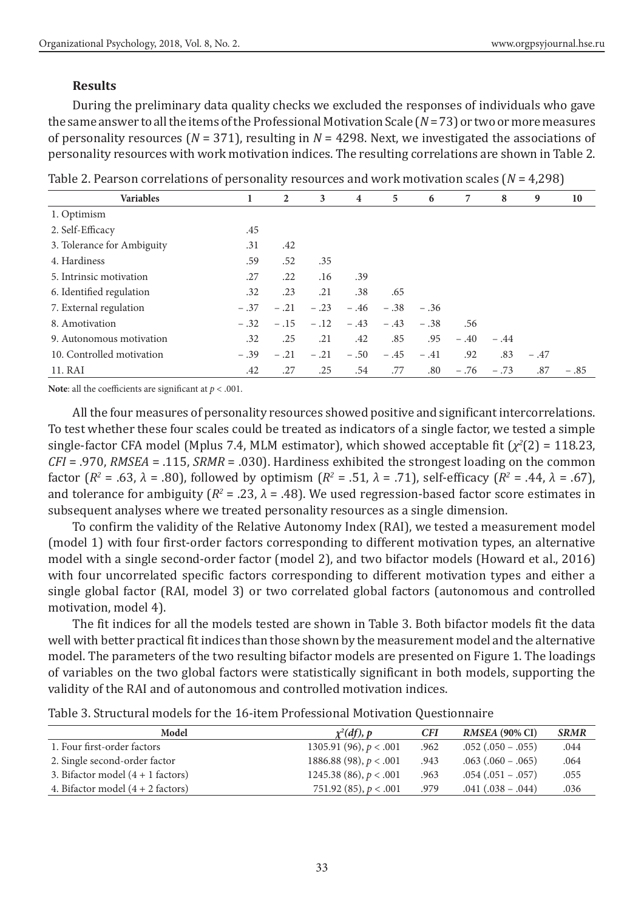### Results

During the preliminary data quality checks we excluded the responses of individuals who gave the same answer to all the items of the Professional Motivation Scale ($N = 73$) or two or more measures of personality resources ($N = 371$), resulting in $N = 4298$. Next, we investigated the associations of personality resources with work motivation indices. The resulting correlations are shown in Table 2.

Table 2. Pearson correlations of personality resources and work motivation scales ($N = 4{,}298$)

| Variables | 1 | 2 | 3 | 4 | 5 | 6 | 7 | 8 | 9 | 10 |
|---|---|---|---|---|---|---|---|---|---|---|
| 1. Optimism | | | | | | | | | | |
| 2. Self-Efficacy | .45 | | | | | | | | | |
| 3. Tolerance for Ambiguity | .31 | .42 | | | | | | | | |
| 4. Hardiness | .59 | .52 | .35 | | | | | | | |
| 5. Intrinsic motivation | .27 | .22 | .16 | .39 | | | | | | |
| 6. Identified regulation | .32 | .23 | .21 | .38 | .65 | | | | | |
| 7. External regulation | – .37 | – .21 | – .23 | – .46 | – .38 | – .36 | | | | |
| 8. Amotivation | – .32 | – .15 | – .12 | – .43 | – .43 | – .38 | .56 | | | |
| 9. Autonomous motivation | .32 | .25 | .21 | .42 | .85 | .95 | – .40 | – .44 | | |
| 10. Controlled motivation | – .39 | – .21 | – .21 | – .50 | – .45 | – .41 | .92 | .83 | – .47 | |
| 11. RAI | .42 | .27 | .25 | .54 | .77 | .80 | – .76 | – .73 | .87 | – .85 |

**Note**: all the coefficients are significant at $p < .001$.

All the four measures of personality resources showed positive and significant intercorrelations. To test whether these four scales could be treated as indicators of a single factor, we tested a simple single-factor CFA model (Mplus 7.4, MLM estimator), which showed acceptable fit ($\chi^2(2) = 118.23$, $CFI = .970$, $RMSEA = .115$, $SRMR = .030$). Hardiness exhibited the strongest loading on the common factor ($R^2 = .63$, $\lambda = .80$), followed by optimism ($R^2 = .51$, $\lambda = .71$), self-efficacy ($R^2 = .44$, $\lambda = .67$), and tolerance for ambiguity ($R^2 = .23$, $\lambda = .48$). We used regression-based factor score estimates in subsequent analyses where we treated personality resources as a single dimension.

To confirm the validity of the Relative Autonomy Index (RAI), we tested a measurement model (model 1) with four first-order factors corresponding to different motivation types, an alternative model with a single second-order factor (model 2), and two bifactor models (Howard et al., 2016) with four uncorrelated specific factors corresponding to different motivation types and either a single global factor (RAI, model 3) or two correlated global factors (autonomous and controlled motivation, model 4).

The fit indices for all the models tested are shown in Table 3. Both bifactor models fit the data well with better practical fit indices than those shown by the measurement model and the alternative model. The parameters of the two resulting bifactor models are presented on Figure 1. The loadings of variables on the two global factors were statistically significant in both models, supporting the validity of the RAI and of autonomous and controlled motivation indices.

Table 3. Structural models for the 16-item Professional Motivation Questionnaire

| Model | $\chi^2(df)$, $p$ | $CFI$ | $RMSEA$ (90% CI) | $SRMR$ |
|---|---|---|---|---|
| 1. Four first-order factors | 1305.91 (96), $p < .001$ | .962 | .052 (.050 – .055) | .044 |
| 2. Single second-order factor | 1886.88 (98), $p < .001$ | .943 | .063 (.060 – .065) | .064 |
| 3. Bifactor model (4 + 1 factors) | 1245.38 (86), $p < .001$ | .963 | .054 (.051 – .057) | .055 |
| 4. Bifactor model (4 + 2 factors) | 751.92 (85), $p < .001$ | .979 | .041 (.038 – .044) | .036 |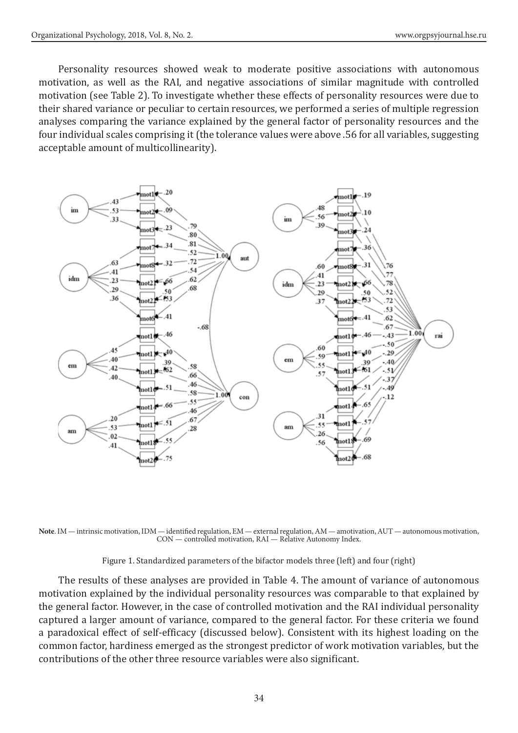Personality resources showed weak to moderate positive associations with autonomous motivation, as well as the RAI, and negative associations of similar magnitude with controlled motivation (see Table 2). To investigate whether these effects of personality resources were due to their shared variance or peculiar to certain resources, we performed a series of multiple regression analyses comparing the variance explained by the general factor of personality resources and the four individual scales comprising it (the tolerance values were above .56 for all variables, suggesting acceptable amount of multicollinearity).

**Note**. IM — intrinsic motivation, IDM — identified regulation, EM — external regulation, AM — amotivation, AUT — autonomous motivation, CON — controlled motivation, RAI — Relative Autonomy Index.

Figure 1. Standardized parameters of the bifactor models three (left) and four (right)

The results of these analyses are provided in Table 4. The amount of variance of autonomous motivation explained by the individual personality resources was comparable to that explained by the general factor. However, in the case of controlled motivation and the RAI individual personality captured a larger amount of variance, compared to the general factor. For these criteria we found a paradoxical effect of self-efficacy (discussed below). Consistent with its highest loading on the common factor, hardiness emerged as the strongest predictor of work motivation variables, but the contributions of the other three resource variables were also significant.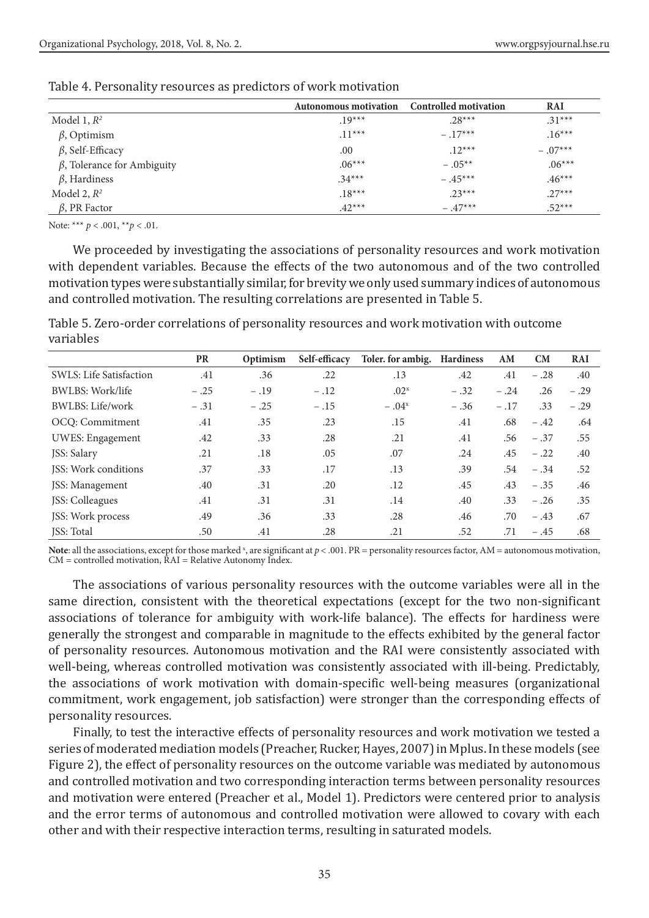Table 4. Personality resources as predictors of work motivation

| | Autonomous motivation | Controlled motivation | RAI |
|---|---|---|---|
| Model 1, $R^2$ | .19*** | .28*** | .31*** |
| $\beta$, Optimism | .11*** | – .17*** | .16*** |
| $\beta$, Self-Efficacy | .00 | .12*** | – .07*** |
| $\beta$, Tolerance for Ambiguity | .06*** | – .05** | .06*** |
| $\beta$, Hardiness | .34*** | – .45*** | .46*** |
| Model 2, $R^2$ | .18*** | .23*** | .27*** |
| $\beta$, PR Factor | .42*** | – .47*** | .52*** |

Note: *** $p < .001$, ** $p < .01$.

We proceeded by investigating the associations of personality resources and work motivation with dependent variables. Because the effects of the two autonomous and of the two controlled motivation types were substantially similar, for brevity we only used summary indices of autonomous and controlled motivation. The resulting correlations are presented in Table 5.

Table 5. Zero-order correlations of personality resources and work motivation with outcome variables

| | PR | Optimism | Self-efficacy | Toler. for ambig. | Hardiness | AM | CM | RAI |
|---|---|---|---|---|---|---|---|---|
| SWLS: Life Satisfaction | .41 | .36 | .22 | .13 | .42 | .41 | – .28 | .40 |
| BWLBS: Work/life | – .25 | – .19 | – .12 | .02[x] | – .32 | – .24 | .26 | – .29 |
| BWLBS: Life/work | – .31 | – .25 | – .15 | – .04[x] | – .36 | – .17 | .33 | – .29 |
| OCQ: Commitment | .41 | .35 | .23 | .15 | .41 | .68 | – .42 | .64 |
| UWES: Engagement | .42 | .33 | .28 | .21 | .41 | .56 | – .37 | .55 |
| JSS: Salary | .21 | .18 | .05 | .07 | .24 | .45 | – .22 | .40 |
| JSS: Work conditions | .37 | .33 | .17 | .13 | .39 | .54 | – .34 | .52 |
| JSS: Management | .40 | .31 | .20 | .12 | .45 | .43 | – .35 | .46 |
| JSS: Colleagues | .41 | .31 | .31 | .14 | .40 | .33 | – .26 | .35 |
| JSS: Work process | .49 | .36 | .33 | .28 | .46 | .70 | – .43 | .67 |
| JSS: Total | .50 | .41 | .28 | .21 | .52 | .71 | – .45 | .68 |

**Note**: all the associations, except for those marked [x], are significant at $p < .001$. PR = personality resources factor, AM = autonomous motivation, CM = controlled motivation, RAI = Relative Autonomy Index.

The associations of various personality resources with the outcome variables were all in the same direction, consistent with the theoretical expectations (except for the two non-significant associations of tolerance for ambiguity with work-life balance). The effects for hardiness were generally the strongest and comparable in magnitude to the effects exhibited by the general factor of personality resources. Autonomous motivation and the RAI were consistently associated with well-being, whereas controlled motivation was consistently associated with ill-being. Predictably, the associations of work motivation with domain-specific well-being measures (organizational commitment, work engagement, job satisfaction) were stronger than the corresponding effects of personality resources.

Finally, to test the interactive effects of personality resources and work motivation we tested a series of moderated mediation models (Preacher, Rucker, Hayes, 2007) in Mplus. In these models (see Figure 2), the effect of personality resources on the outcome variable was mediated by autonomous and controlled motivation and two corresponding interaction terms between personality resources and motivation were entered (Preacher et al., Model 1). Predictors were centered prior to analysis and the error terms of autonomous and controlled motivation were allowed to covary with each other and with their respective interaction terms, resulting in saturated models.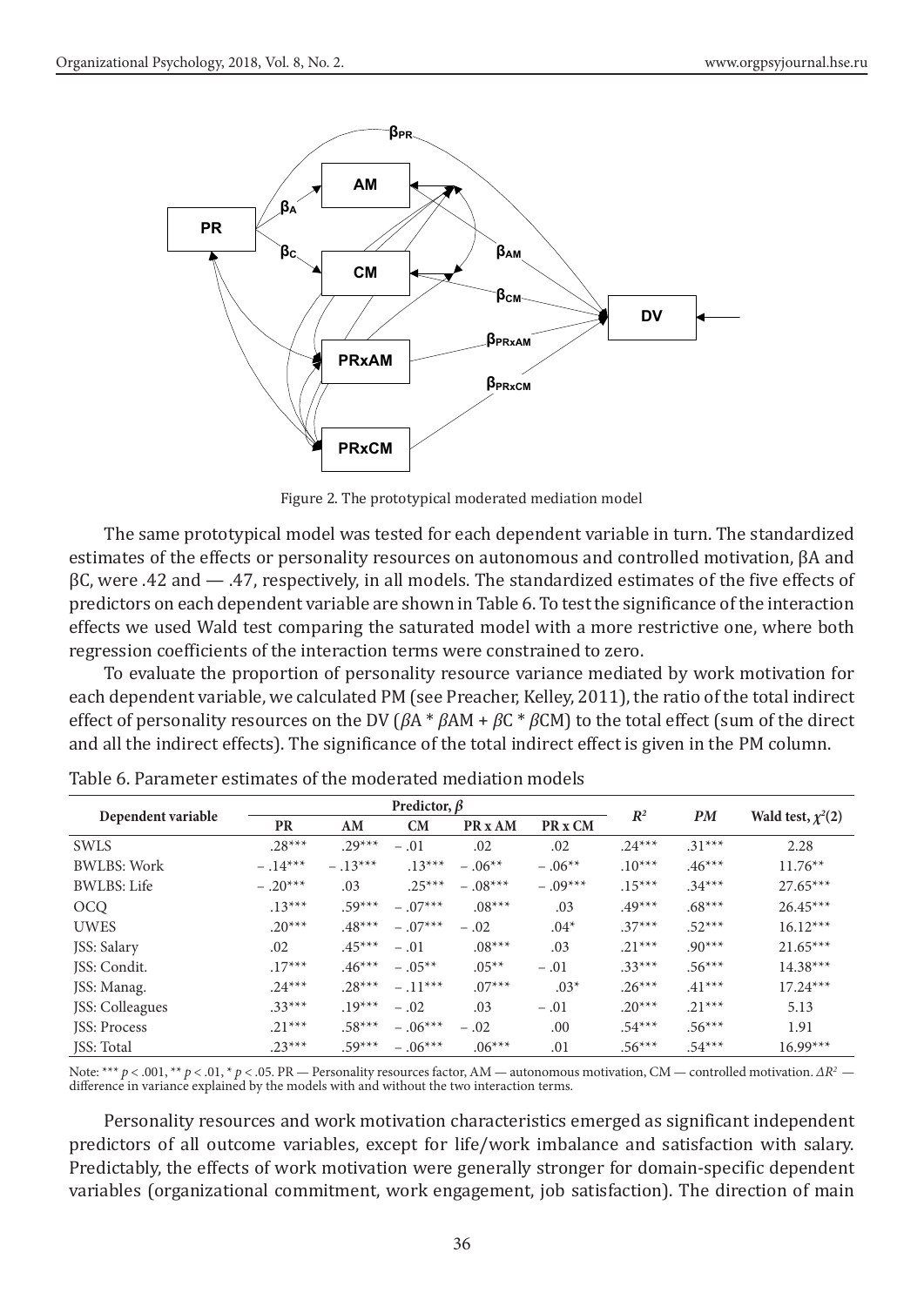PR

$\beta_{PR}$

AM

$\beta_A$

$\beta_C$

CM

$\beta_{AM}$

$\beta_{CM}$

DV

$\beta_{PRxAM}$

PRxAM

$\beta_{PRxCM}$

PRxCM

Figure 2. The prototypical moderated mediation model

The same prototypical model was tested for each dependent variable in turn. The standardized estimates of the effects or personality resources on autonomous and controlled motivation, βA and βC, were .42 and — .47, respectively, in all models. The standardized estimates of the five effects of predictors on each dependent variable are shown in Table 6. To test the significance of the interaction effects we used Wald test comparing the saturated model with a more restrictive one, where both regression coefficients of the interaction terms were constrained to zero.

To evaluate the proportion of personality resource variance mediated by work motivation for each dependent variable, we calculated PM (see Preacher, Kelley, 2011), the ratio of the total indirect effect of personality resources on the DV ($\beta A * \beta AM + \beta C * \beta CM$) to the total effect (sum of the direct and all the indirect effects). The significance of the total indirect effect is given in the PM column.

Table 6. Parameter estimates of the moderated mediation models

| Dependent variable | Predictor, $\beta$ | | | | | $R^2$ | *PM* | Wald test, $\chi^2(2)$ |
|---|---|---|---|---|---|---|---|---|
| | PR | AM | CM | PR x AM | PR x CM | | | |
| SWLS | .28*** | .29*** | − .01 | .02 | .02 | .24*** | .31*** | 2.28 |
| BWLBS: Work | − .14*** | − .13*** | .13*** | − .06** | − .06** | .10*** | .46*** | 11.76** |
| BWLBS: Life | − .20*** | .03 | .25*** | − .08*** | − .09*** | .15*** | .34*** | 27.65*** |
| OCQ | .13*** | .59*** | − .07*** | .08*** | .03 | .49*** | .68*** | 26.45*** |
| UWES | .20*** | .48*** | − .07*** | − .02 | .04* | .37*** | .52*** | 16.12*** |
| JSS: Salary | .02 | .45*** | − .01 | .08*** | .03 | .21*** | .90*** | 21.65*** |
| JSS: Condit. | .17*** | .46*** | − .05** | .05** | − .01 | .33*** | .56*** | 14.38*** |
| JSS: Manag. | .24*** | .28*** | − .11*** | .07*** | .03* | .26*** | .41*** | 17.24*** |
| JSS: Colleagues | .33*** | .19*** | − .02 | .03 | − .01 | .20*** | .21*** | 5.13 |
| JSS: Process | .21*** | .58*** | − .06*** | − .02 | .00 | .54*** | .56*** | 1.91 |
| JSS: Total | .23*** | .59*** | − .06*** | .06*** | .01 | .56*** | .54*** | 16.99*** |

Note: *** $p < .001$, ** $p < .01$, * $p < .05$. PR — Personality resources factor, AM — autonomous motivation, CM — controlled motivation. $\Delta R^2$ — difference in variance explained by the models with and without the two interaction terms.

Personality resources and work motivation characteristics emerged as significant independent predictors of all outcome variables, except for life/work imbalance and satisfaction with salary. Predictably, the effects of work motivation were generally stronger for domain-specific dependent variables (organizational commitment, work engagement, job satisfaction). The direction of main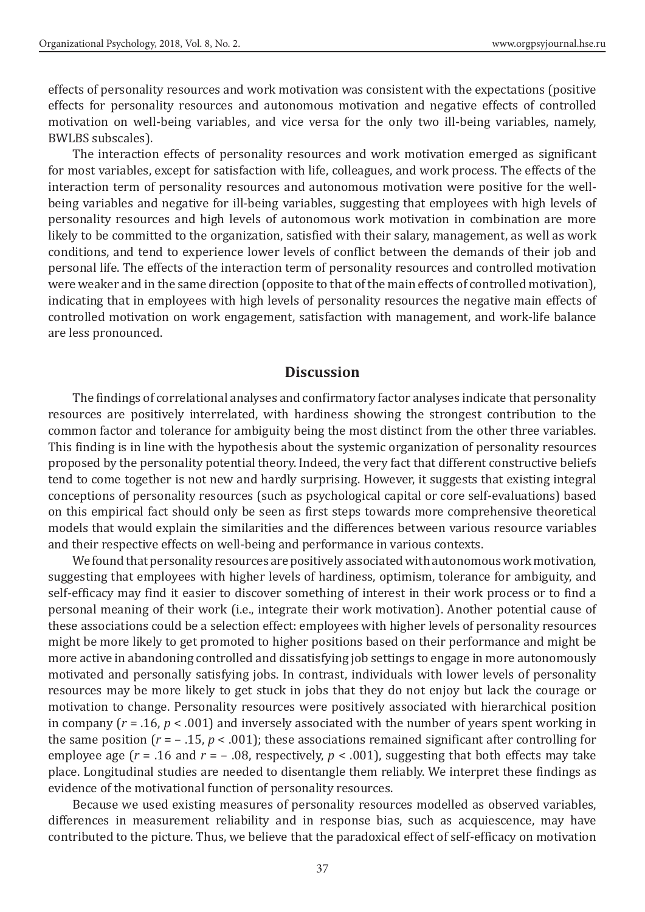effects of personality resources and work motivation was consistent with the expectations (positive effects for personality resources and autonomous motivation and negative effects of controlled motivation on well-being variables, and vice versa for the only two ill-being variables, namely, BWLBS subscales).

The interaction effects of personality resources and work motivation emerged as significant for most variables, except for satisfaction with life, colleagues, and work process. The effects of the interaction term of personality resources and autonomous motivation were positive for the well-being variables and negative for ill-being variables, suggesting that employees with high levels of personality resources and high levels of autonomous work motivation in combination are more likely to be committed to the organization, satisfied with their salary, management, as well as work conditions, and tend to experience lower levels of conflict between the demands of their job and personal life. The effects of the interaction term of personality resources and controlled motivation were weaker and in the same direction (opposite to that of the main effects of controlled motivation), indicating that in employees with high levels of personality resources the negative main effects of controlled motivation on work engagement, satisfaction with management, and work-life balance are less pronounced.

## Discussion

The findings of correlational analyses and confirmatory factor analyses indicate that personality resources are positively interrelated, with hardiness showing the strongest contribution to the common factor and tolerance for ambiguity being the most distinct from the other three variables. This finding is in line with the hypothesis about the systemic organization of personality resources proposed by the personality potential theory. Indeed, the very fact that different constructive beliefs tend to come together is not new and hardly surprising. However, it suggests that existing integral conceptions of personality resources (such as psychological capital or core self-evaluations) based on this empirical fact should only be seen as first steps towards more comprehensive theoretical models that would explain the similarities and the differences between various resource variables and their respective effects on well-being and performance in various contexts.

We found that personality resources are positively associated with autonomous work motivation, suggesting that employees with higher levels of hardiness, optimism, tolerance for ambiguity, and self-efficacy may find it easier to discover something of interest in their work process or to find a personal meaning of their work (i.e., integrate their work motivation). Another potential cause of these associations could be a selection effect: employees with higher levels of personality resources might be more likely to get promoted to higher positions based on their performance and might be more active in abandoning controlled and dissatisfying job settings to engage in more autonomously motivated and personally satisfying jobs. In contrast, individuals with lower levels of personality resources may be more likely to get stuck in jobs that they do not enjoy but lack the courage or motivation to change. Personality resources were positively associated with hierarchical position in company ($r = .16$, $p < .001$) and inversely associated with the number of years spent working in the same position ($r = -.15$, $p < .001$); these associations remained significant after controlling for employee age ($r = .16$ and $r = -.08$, respectively, $p < .001$), suggesting that both effects may take place. Longitudinal studies are needed to disentangle them reliably. We interpret these findings as evidence of the motivational function of personality resources.

Because we used existing measures of personality resources modelled as observed variables, differences in measurement reliability and in response bias, such as acquiescence, may have contributed to the picture. Thus, we believe that the paradoxical effect of self-efficacy on motivation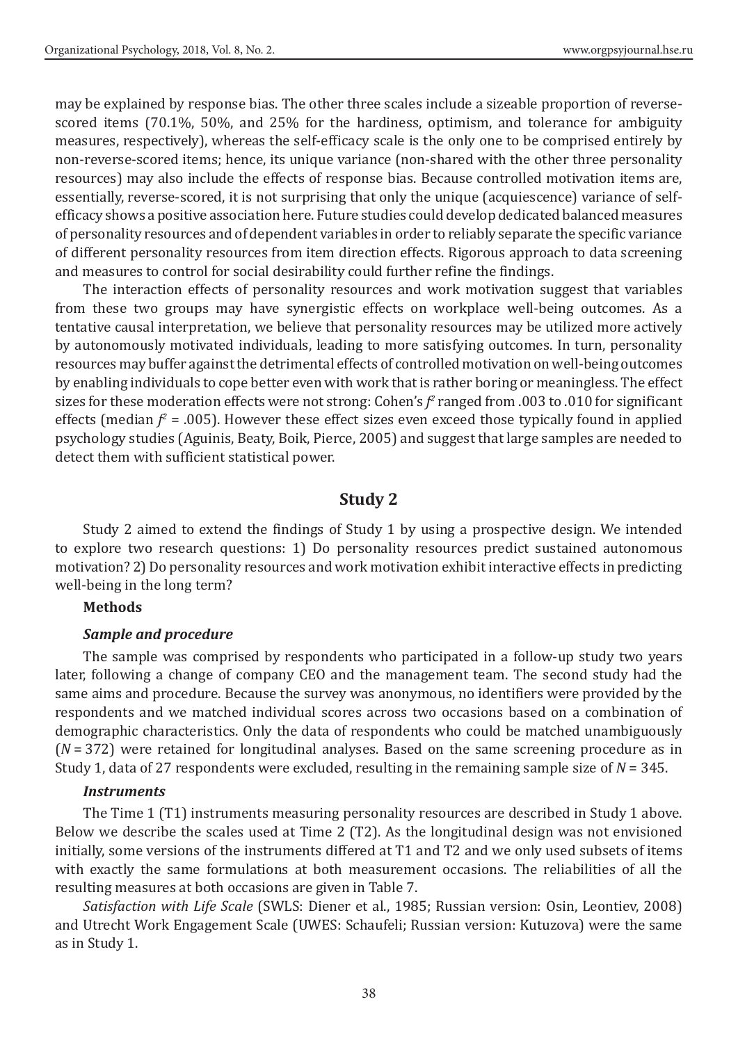may be explained by response bias. The other three scales include a sizeable proportion of reverse-scored items (70.1%, 50%, and 25% for the hardiness, optimism, and tolerance for ambiguity measures, respectively), whereas the self-efficacy scale is the only one to be comprised entirely by non-reverse-scored items; hence, its unique variance (non-shared with the other three personality resources) may also include the effects of response bias. Because controlled motivation items are, essentially, reverse-scored, it is not surprising that only the unique (acquiescence) variance of self-efficacy shows a positive association here. Future studies could develop dedicated balanced measures of personality resources and of dependent variables in order to reliably separate the specific variance of different personality resources from item direction effects. Rigorous approach to data screening and measures to control for social desirability could further refine the findings.

The interaction effects of personality resources and work motivation suggest that variables from these two groups may have synergistic effects on workplace well-being outcomes. As a tentative causal interpretation, we believe that personality resources may be utilized more actively by autonomously motivated individuals, leading to more satisfying outcomes. In turn, personality resources may buffer against the detrimental effects of controlled motivation on well-being outcomes by enabling individuals to cope better even with work that is rather boring or meaningless. The effect sizes for these moderation effects were not strong: Cohen's $f^2$ ranged from .003 to .010 for significant effects (median $f^2$ = .005). However these effect sizes even exceed those typically found in applied psychology studies (Aguinis, Beaty, Boik, Pierce, 2005) and suggest that large samples are needed to detect them with sufficient statistical power.

## Study 2

Study 2 aimed to extend the findings of Study 1 by using a prospective design. We intended to explore two research questions: 1) Do personality resources predict sustained autonomous motivation? 2) Do personality resources and work motivation exhibit interactive effects in predicting well-being in the long term?

### Methods

#### *Sample and procedure*

The sample was comprised by respondents who participated in a follow-up study two years later, following a change of company CEO and the management team. The second study had the same aims and procedure. Because the survey was anonymous, no identifiers were provided by the respondents and we matched individual scores across two occasions based on a combination of demographic characteristics. Only the data of respondents who could be matched unambiguously ($N$ = 372) were retained for longitudinal analyses. Based on the same screening procedure as in Study 1, data of 27 respondents were excluded, resulting in the remaining sample size of $N$ = 345.

#### *Instruments*

The Time 1 (T1) instruments measuring personality resources are described in Study 1 above. Below we describe the scales used at Time 2 (T2). As the longitudinal design was not envisioned initially, some versions of the instruments differed at T1 and T2 and we only used subsets of items with exactly the same formulations at both measurement occasions. The reliabilities of all the resulting measures at both occasions are given in Table 7.

*Satisfaction with Life Scale* (SWLS: Diener et al., 1985; Russian version: Osin, Leontiev, 2008) and Utrecht Work Engagement Scale (UWES: Schaufeli; Russian version: Kutuzova) were the same as in Study 1.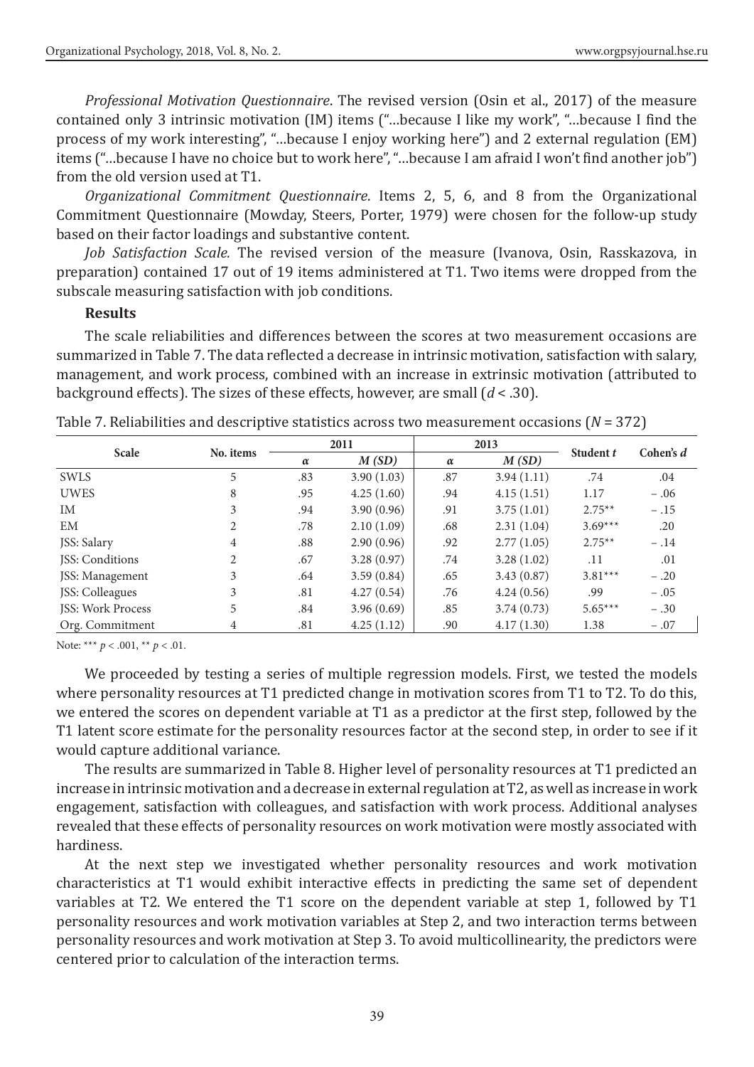*Professional Motivation Questionnaire*. The revised version (Osin et al., 2017) of the measure contained only 3 intrinsic motivation (IM) items ("…because I like my work", "…because I find the process of my work interesting", "…because I enjoy working here") and 2 external regulation (EM) items ("…because I have no choice but to work here", "…because I am afraid I won't find another job") from the old version used at T1.

*Organizational Commitment Questionnaire*. Items 2, 5, 6, and 8 from the Organizational Commitment Questionnaire (Mowday, Steers, Porter, 1979) were chosen for the follow-up study based on their factor loadings and substantive content.

*Job Satisfaction Scale.* The revised version of the measure (Ivanova, Osin, Rasskazova, in preparation) contained 17 out of 19 items administered at T1. Two items were dropped from the subscale measuring satisfaction with job conditions.

**Results**

The scale reliabilities and differences between the scores at two measurement occasions are summarized in Table 7. The data reflected a decrease in intrinsic motivation, satisfaction with salary, management, and work process, combined with an increase in extrinsic motivation (attributed to background effects). The sizes of these effects, however, are small ($d < .30$).

Table 7. Reliabilities and descriptive statistics across two measurement occasions ($N = 372$)

| Scale | No. items | 2011 | | 2013 | | Student *t* | Cohen's *d* |
|---|---|---|---|---|---|---|---|
| | | $\alpha$ | *M (SD)* | $\alpha$ | *M (SD)* | | |
| SWLS | 5 | .83 | 3.90 (1.03) | .87 | 3.94 (1.11) | .74 | .04 |
| UWES | 8 | .95 | 4.25 (1.60) | .94 | 4.15 (1.51) | 1.17 | – .06 |
| IM | 3 | .94 | 3.90 (0.96) | .91 | 3.75 (1.01) | 2.75** | – .15 |
| EM | 2 | .78 | 2.10 (1.09) | .68 | 2.31 (1.04) | 3.69*** | .20 |
| JSS: Salary | 4 | .88 | 2.90 (0.96) | .92 | 2.77 (1.05) | 2.75** | – .14 |
| JSS: Conditions | 2 | .67 | 3.28 (0.97) | .74 | 3.28 (1.02) | .11 | .01 |
| JSS: Management | 3 | .64 | 3.59 (0.84) | .65 | 3.43 (0.87) | 3.81*** | – .20 |
| JSS: Colleagues | 3 | .81 | 4.27 (0.54) | .76 | 4.24 (0.56) | .99 | – .05 |
| JSS: Work Process | 5 | .84 | 3.96 (0.69) | .85 | 3.74 (0.73) | 5.65*** | – .30 |
| Org. Commitment | 4 | .81 | 4.25 (1.12) | .90 | 4.17 (1.30) | 1.38 | – .07 |

Note: *** $p < .001$, ** $p < .01$.

We proceeded by testing a series of multiple regression models. First, we tested the models where personality resources at T1 predicted change in motivation scores from T1 to T2. To do this, we entered the scores on dependent variable at T1 as a predictor at the first step, followed by the T1 latent score estimate for the personality resources factor at the second step, in order to see if it would capture additional variance.

The results are summarized in Table 8. Higher level of personality resources at T1 predicted an increase in intrinsic motivation and a decrease in external regulation at T2, as well as increase in work engagement, satisfaction with colleagues, and satisfaction with work process. Additional analyses revealed that these effects of personality resources on work motivation were mostly associated with hardiness.

At the next step we investigated whether personality resources and work motivation characteristics at T1 would exhibit interactive effects in predicting the same set of dependent variables at T2. We entered the T1 score on the dependent variable at step 1, followed by T1 personality resources and work motivation variables at Step 2, and two interaction terms between personality resources and work motivation at Step 3. To avoid multicollinearity, the predictors were centered prior to calculation of the interaction terms.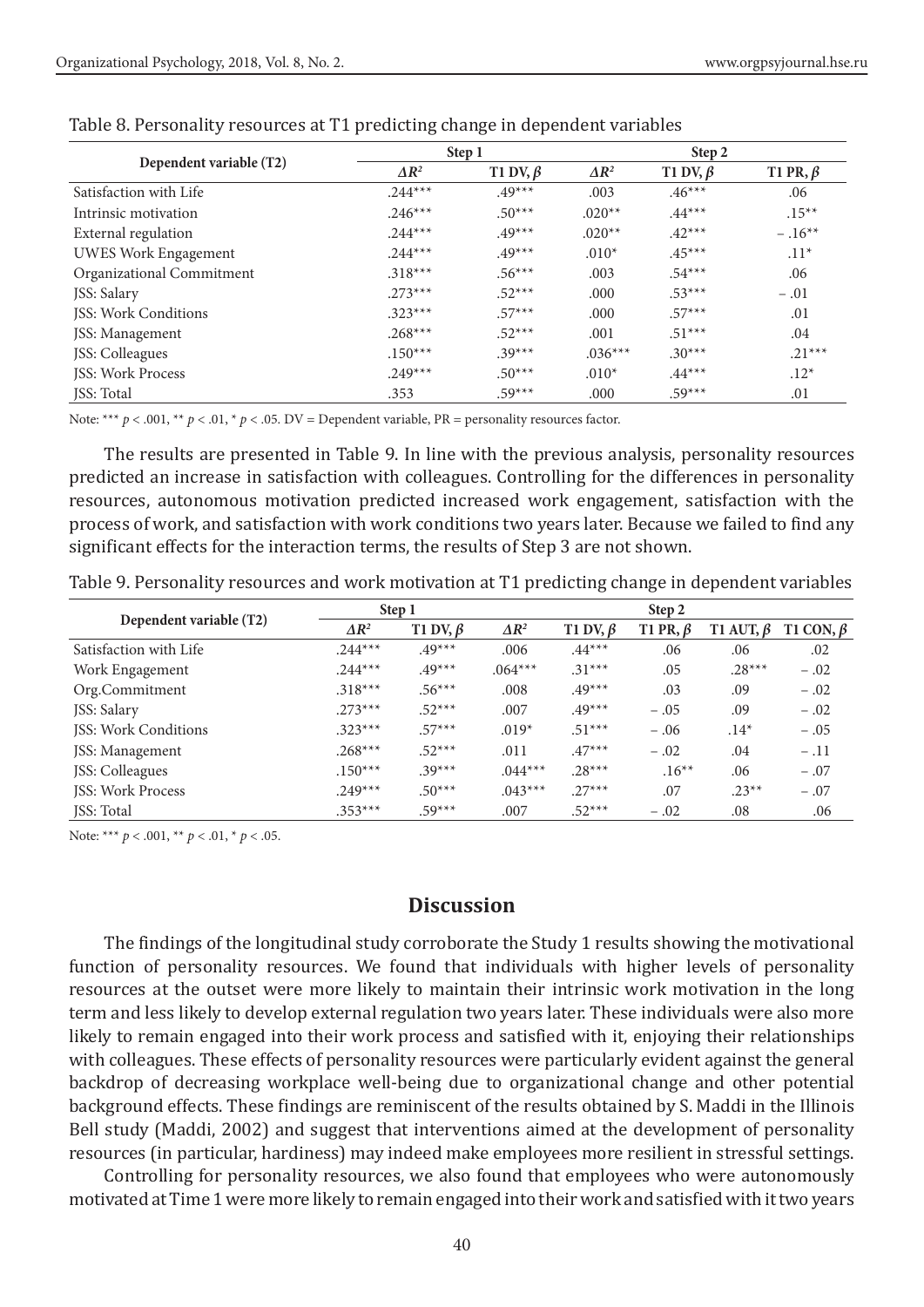Table 8. Personality resources at T1 predicting change in dependent variables

| Dependent variable (T2) | Step 1 | | Step 2 | | |
|---|---|---|---|---|---|
| | $\Delta R^2$ | T1 DV, $\beta$ | $\Delta R^2$ | T1 DV, $\beta$ | T1 PR, $\beta$ |
| Satisfaction with Life | .244*** | .49*** | .003 | .46*** | .06 |
| Intrinsic motivation | .246*** | .50*** | .020** | .44*** | .15** |
| External regulation | .244*** | .49*** | .020** | .42*** | − .16** |
| UWES Work Engagement | .244*** | .49*** | .010* | .45*** | .11* |
| Organizational Commitment | .318*** | .56*** | .003 | .54*** | .06 |
| JSS: Salary | .273*** | .52*** | .000 | .53*** | − .01 |
| JSS: Work Conditions | .323*** | .57*** | .000 | .57*** | .01 |
| JSS: Management | .268*** | .52*** | .001 | .51*** | .04 |
| JSS: Colleagues | .150*** | .39*** | .036*** | .30*** | .21*** |
| JSS: Work Process | .249*** | .50*** | .010* | .44*** | .12* |
| JSS: Total | .353 | .59*** | .000 | .59*** | .01 |

Note: *** $p < .001$, ** $p < .01$, * $p < .05$. DV = Dependent variable, PR = personality resources factor.

The results are presented in Table 9. In line with the previous analysis, personality resources predicted an increase in satisfaction with colleagues. Controlling for the differences in personality resources, autonomous motivation predicted increased work engagement, satisfaction with the process of work, and satisfaction with work conditions two years later. Because we failed to find any significant effects for the interaction terms, the results of Step 3 are not shown.

Table 9. Personality resources and work motivation at T1 predicting change in dependent variables

| Dependent variable (T2) | Step 1 | | Step 2 | | | | |
|---|---|---|---|---|---|---|---|
| | $\Delta R^2$ | T1 DV, $\beta$ | $\Delta R^2$ | T1 DV, $\beta$ | T1 PR, $\beta$ | T1 AUT, $\beta$ | T1 CON, $\beta$ |
| Satisfaction with Life | .244*** | .49*** | .006 | .44*** | .06 | .06 | .02 |
| Work Engagement | .244*** | .49*** | .064*** | .31*** | .05 | .28*** | − .02 |
| Org.Commitment | .318*** | .56*** | .008 | .49*** | .03 | .09 | − .02 |
| JSS: Salary | .273*** | .52*** | .007 | .49*** | − .05 | .09 | − .02 |
| JSS: Work Conditions | .323*** | .57*** | .019* | .51*** | − .06 | .14* | − .05 |
| JSS: Management | .268*** | .52*** | .011 | .47*** | − .02 | .04 | − .11 |
| JSS: Colleagues | .150*** | .39*** | .044*** | .28*** | .16** | .06 | − .07 |
| JSS: Work Process | .249*** | .50*** | .043*** | .27*** | .07 | .23** | − .07 |
| JSS: Total | .353*** | .59*** | .007 | .52*** | − .02 | .08 | .06 |

Note: *** $p < .001$, ** $p < .01$, * $p < .05$.

## Discussion

The findings of the longitudinal study corroborate the Study 1 results showing the motivational function of personality resources. We found that individuals with higher levels of personality resources at the outset were more likely to maintain their intrinsic work motivation in the long term and less likely to develop external regulation two years later. These individuals were also more likely to remain engaged into their work process and satisfied with it, enjoying their relationships with colleagues. These effects of personality resources were particularly evident against the general backdrop of decreasing workplace well-being due to organizational change and other potential background effects. These findings are reminiscent of the results obtained by S. Maddi in the Illinois Bell study (Maddi, 2002) and suggest that interventions aimed at the development of personality resources (in particular, hardiness) may indeed make employees more resilient in stressful settings.

Controlling for personality resources, we also found that employees who were autonomously motivated at Time 1 were more likely to remain engaged into their work and satisfied with it two years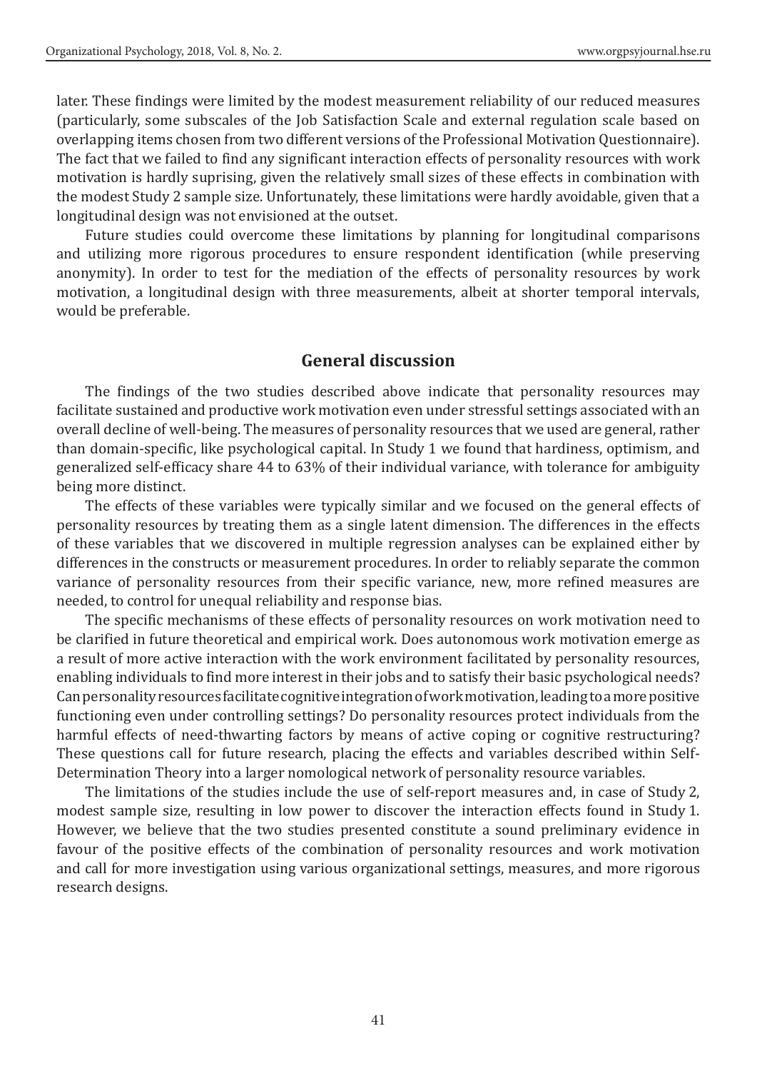later. These findings were limited by the modest measurement reliability of our reduced measures (particularly, some subscales of the Job Satisfaction Scale and external regulation scale based on overlapping items chosen from two different versions of the Professional Motivation Questionnaire). The fact that we failed to find any significant interaction effects of personality resources with work motivation is hardly suprising, given the relatively small sizes of these effects in combination with the modest Study 2 sample size. Unfortunately, these limitations were hardly avoidable, given that a longitudinal design was not envisioned at the outset.

Future studies could overcome these limitations by planning for longitudinal comparisons and utilizing more rigorous procedures to ensure respondent identification (while preserving anonymity). In order to test for the mediation of the effects of personality resources by work motivation, a longitudinal design with three measurements, albeit at shorter temporal intervals, would be preferable.

## General discussion

The findings of the two studies described above indicate that personality resources may facilitate sustained and productive work motivation even under stressful settings associated with an overall decline of well-being. The measures of personality resources that we used are general, rather than domain-specific, like psychological capital. In Study 1 we found that hardiness, optimism, and generalized self-efficacy share 44 to 63% of their individual variance, with tolerance for ambiguity being more distinct.

The effects of these variables were typically similar and we focused on the general effects of personality resources by treating them as a single latent dimension. The differences in the effects of these variables that we discovered in multiple regression analyses can be explained either by differences in the constructs or measurement procedures. In order to reliably separate the common variance of personality resources from their specific variance, new, more refined measures are needed, to control for unequal reliability and response bias.

The specific mechanisms of these effects of personality resources on work motivation need to be clarified in future theoretical and empirical work. Does autonomous work motivation emerge as a result of more active interaction with the work environment facilitated by personality resources, enabling individuals to find more interest in their jobs and to satisfy their basic psychological needs? Can personality resources facilitate cognitive integration of work motivation, leading to a more positive functioning even under controlling settings? Do personality resources protect individuals from the harmful effects of need-thwarting factors by means of active coping or cognitive restructuring? These questions call for future research, placing the effects and variables described within Self-Determination Theory into a larger nomological network of personality resource variables.

The limitations of the studies include the use of self-report measures and, in case of Study 2, modest sample size, resulting in low power to discover the interaction effects found in Study 1. However, we believe that the two studies presented constitute a sound preliminary evidence in favour of the positive effects of the combination of personality resources and work motivation and call for more investigation using various organizational settings, measures, and more rigorous research designs.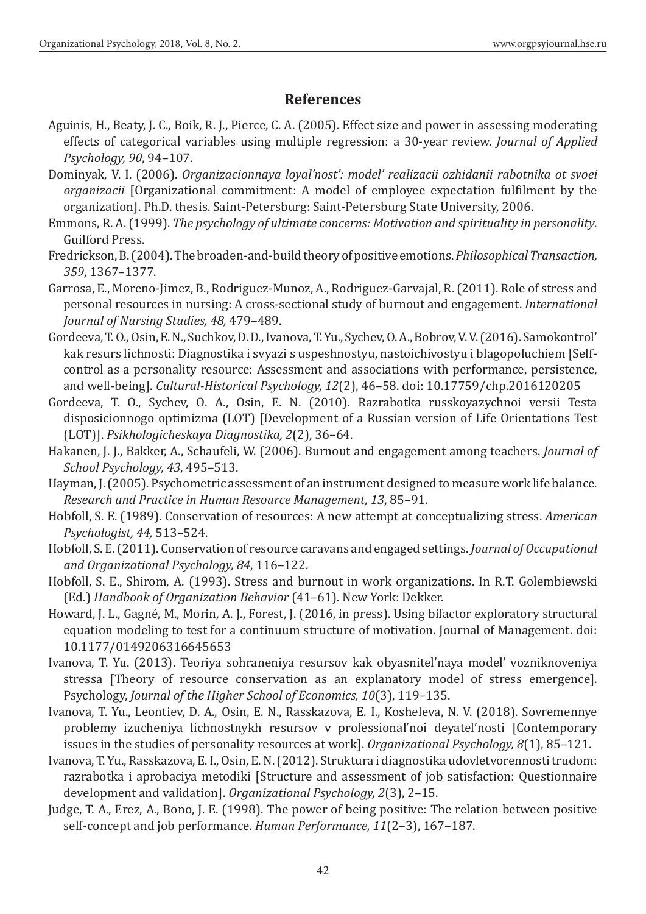## References

Aguinis, H., Beaty, J. C., Boik, R. J., Pierce, C. A. (2005). Effect size and power in assessing moderating effects of categorical variables using multiple regression: a 30-year review. *Journal of Applied Psychology, 90*, 94–107.

Dominyak, V. I. (2006). *Organizacionnaya loyal'nost': model' realizacii ozhidanii rabotnika ot svoei organizacii* [Organizational commitment: A model of employee expectation fulfilment by the organization]. Ph.D. thesis. Saint-Petersburg: Saint-Petersburg State University, 2006.

Emmons, R. A. (1999). *The psychology of ultimate concerns: Motivation and spirituality in personality*. Guilford Press.

Fredrickson, B. (2004). The broaden-and-build theory of positive emotions. *Philosophical Transaction, 359*, 1367–1377.

Garrosa, E., Moreno-Jimez, B., Rodriguez-Munoz, A., Rodriguez-Garvajal, R. (2011). Role of stress and personal resources in nursing: A cross-sectional study of burnout and engagement. *International Journal of Nursing Studies, 48,* 479–489.

Gordeeva, T. O., Osin, E. N., Suchkov, D. D., Ivanova, T. Yu., Sychev, O. A., Bobrov, V. V. (2016). Samokontrol' kak resurs lichnosti: Diagnostika i svyazi s uspeshnostyu, nastoichivostyu i blagopoluchiem [Self-control as a personality resource: Assessment and associations with performance, persistence, and well-being]. *Cultural-Historical Psychology, 12*(2), 46–58. doi: 10.17759/chp.2016120205

Gordeeva, T. O., Sychev, O. A., Osin, E. N. (2010). Razrabotka russkoyazychnoi versii Testa disposicionnogo optimizma (LOT) [Development of a Russian version of Life Orientations Test (LOT)]. *Psikhologicheskaya Diagnostika, 2*(2), 36–64.

Hakanen, J. J., Bakker, A., Schaufeli, W. (2006). Burnout and engagement among teachers. *Journal of School Psychology, 43*, 495–513.

Hayman, J. (2005). Psychometric assessment of an instrument designed to measure work life balance. *Research and Practice in Human Resource Management, 13*, 85–91.

Hobfoll, S. E. (1989). Conservation of resources: A new attempt at conceptualizing stress. *American Psychologist, 44,* 513–524.

Hobfoll, S. E. (2011). Conservation of resource caravans and engaged settings. *Journal of Occupational and Organizational Psychology, 84*, 116–122.

Hobfoll, S. E., Shirom, A. (1993). Stress and burnout in work organizations. In R.T. Golembiewski (Ed.) *Handbook of Organization Behavior* (41–61). New York: Dekker.

Howard, J. L., Gagné, M., Morin, A. J., Forest, J. (2016, in press). Using bifactor exploratory structural equation modeling to test for a continuum structure of motivation. Journal of Management. doi: 10.1177/0149206316645653

Ivanova, T. Yu. (2013). Teoriya sohraneniya resursov kak obyasnitel'naya model' vozniknoveniya stressa [Theory of resource conservation as an explanatory model of stress emergence]. Psychology, *Journal of the Higher School of Economics, 10*(3), 119–135.

Ivanova, T. Yu., Leontiev, D. A., Osin, E. N., Rasskazova, E. I., Kosheleva, N. V. (2018). Sovremennye problemy izucheniya lichnostnykh resursov v professional'noi deyatel'nosti [Contemporary issues in the studies of personality resources at work]. *Organizational Psychology, 8*(1), 85–121.

Ivanova, T. Yu., Rasskazova, E. I., Osin, E. N. (2012). Struktura i diagnostika udovletvorennosti trudom: razrabotka i aprobaciya metodiki [Structure and assessment of job satisfaction: Questionnaire development and validation]. *Organizational Psychology, 2*(3), 2–15.

Judge, T. A., Erez, A., Bono, J. E. (1998). The power of being positive: The relation between positive self-concept and job performance. *Human Performance, 11*(2–3), 167–187.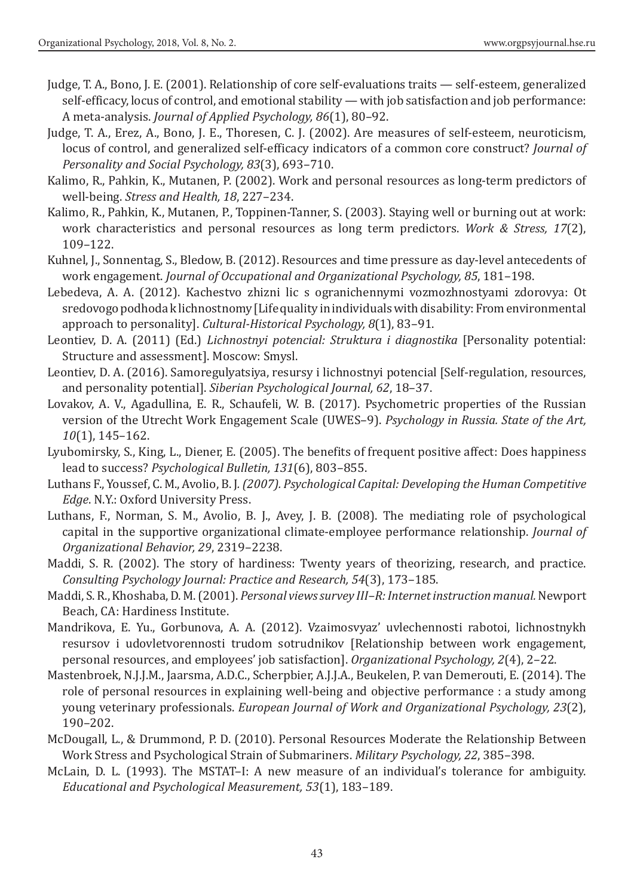Judge, T. A., Bono, J. E. (2001). Relationship of core self-evaluations traits — self-esteem, generalized self-efficacy, locus of control, and emotional stability — with job satisfaction and job performance: A meta-analysis. *Journal of Applied Psychology, 86*(1), 80–92.

Judge, T. A., Erez, A., Bono, J. E., Thoresen, C. J. (2002). Are measures of self-esteem, neuroticism, locus of control, and generalized self-efficacy indicators of a common core construct? *Journal of Personality and Social Psychology, 83*(3), 693–710.

Kalimo, R., Pahkin, K., Mutanen, P. (2002). Work and personal resources as long-term predictors of well-being. *Stress and Health, 18*, 227–234.

Kalimo, R., Pahkin, K., Mutanen, P., Toppinen-Tanner, S. (2003). Staying well or burning out at work: work characteristics and personal resources as long term predictors. *Work & Stress, 17*(2), 109–122.

Kuhnel, J., Sonnentag, S., Bledow, B. (2012). Resources and time pressure as day-level antecedents of work engagement. *Journal of Occupational and Organizational Psychology, 85*, 181–198.

Lebedeva, A. A. (2012). Kachestvo zhizni lic s ogranichennymi vozmozhnostyami zdorovya: Ot sredovogo podhoda k lichnostnomy [Life quality in individuals with disability: From environmental approach to personality]. *Cultural-Historical Psychology, 8*(1), 83–91.

Leontiev, D. A. (2011) (Ed.) *Lichnostnyi potencial: Struktura i diagnostika* [Personality potential: Structure and assessment]. Moscow: Smysl.

Leontiev, D. A. (2016). Samoregulyatsiya, resursy i lichnostnyi potencial [Self-regulation, resources, and personality potential]. *Siberian Psychological Journal, 62*, 18–37.

Lovakov, A. V., Agadullina, E. R., Schaufeli, W. B. (2017). Psychometric properties of the Russian version of the Utrecht Work Engagement Scale (UWES–9). *Psychology in Russia. State of the Art, 10*(1), 145–162.

Lyubomirsky, S., King, L., Diener, E. (2005). The benefits of frequent positive affect: Does happiness lead to success? *Psychological Bulletin, 131*(6), 803–855.

Luthans F., Youssef, C. M., Avolio, B. J. *(2007). Psychological Capital: Developing the Human Competitive Edge*. N.Y.: Oxford University Press.

Luthans, F., Norman, S. M., Avolio, B. J., Avey, J. B. (2008). The mediating role of psychological capital in the supportive organizational climate-employee performance relationship. *Journal of Organizational Behavior, 29*, 2319–2238.

Maddi, S. R. (2002). The story of hardiness: Twenty years of theorizing, research, and practice. *Consulting Psychology Journal: Practice and Research, 54*(3), 173–185.

Maddi, S. R., Khoshaba, D. M. (2001). *Personal views survey III–R: Internet instruction manual.* Newport Beach, CA: Hardiness Institute.

Mandrikova, E. Yu., Gorbunova, A. A. (2012). Vzaimosvyaz' uvlechennosti rabotoi, lichnostnykh resursov i udovletvorennosti trudom sotrudnikov [Relationship between work engagement, personal resources, and employees' job satisfaction]. *Organizational Psychology, 2*(4), 2–22.

Mastenbroek, N.J.J.M., Jaarsma, A.D.C., Scherpbier, A.J.J.A., Beukelen, P. van Demerouti, E. (2014). The role of personal resources in explaining well-being and objective performance : a study among young veterinary professionals. *European Journal of Work and Organizational Psychology, 23*(2), 190–202.

McDougall, L., & Drummond, P. D. (2010). Personal Resources Moderate the Relationship Between Work Stress and Psychological Strain of Submariners. *Military Psychology, 22*, 385–398.

McLain, D. L. (1993). The MSTAT–I: A new measure of an individual's tolerance for ambiguity. *Educational and Psychological Measurement, 53*(1), 183–189.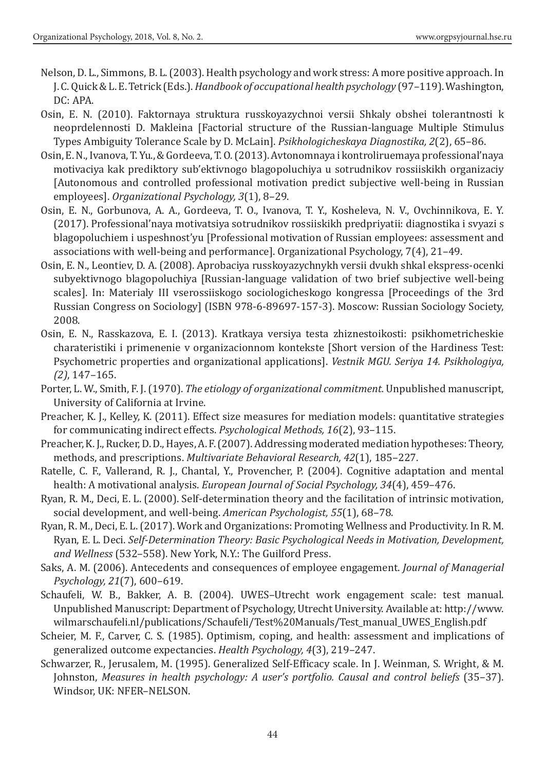Nelson, D. L., Simmons, B. L. (2003). Health psychology and work stress: A more positive approach. In J. C. Quick & L. E. Tetrick (Eds.). *Handbook of occupational health psychology* (97–119). Washington, DC: APA.

Osin, E. N. (2010). Faktornaya struktura russkoyazychnoi versii Shkaly obshei tolerantnosti k neoprdelennosti D. Makleina [Factorial structure of the Russian-language Multiple Stimulus Types Ambiguity Tolerance Scale by D. McLain]. *Psikhologicheskaya Diagnostika, 2*(2), 65–86.

Osin, E. N., Ivanova, T. Yu., & Gordeeva, T. O. (2013). Avtonomnaya i kontroliruemaya professional'naya motivaciya kak prediktory sub'ektivnogo blagopoluchiya u sotrudnikov rossiiskikh organizaciy [Autonomous and controlled professional motivation predict subjective well-being in Russian employees]. *Organizational Psychology, 3*(1), 8–29.

Osin, E. N., Gorbunova, A. A., Gordeeva, T. O., Ivanova, T. Y., Kosheleva, N. V., Ovchinnikova, E. Y. (2017). Professional'naya motivatsiya sotrudnikov rossiiskikh predpriyatii: diagnostika i svyazi s blagopoluchiem i uspeshnost'yu [Professional motivation of Russian employees: assessment and associations with well-being and performance]. Organizational Psychology, 7(4), 21–49.

Osin, E. N., Leontiev, D. A. (2008). Aprobaciya russkoyazychnykh versii dvukh shkal ekspress-ocenki subyektivnogo blagopoluchiya [Russian-language validation of two brief subjective well-being scales]. In: Materialy III vserossiiskogo sociologicheskogo kongressa [Proceedings of the 3rd Russian Congress on Sociology] (ISBN 978-6-89697-157-3). Moscow: Russian Sociology Society, 2008.

Osin, E. N., Rasskazova, E. I. (2013). Kratkaya versiya testa zhiznestoikosti: psikhometricheskie charateristiki i primenenie v organizacionnom kontekste [Short version of the Hardiness Test: Psychometric properties and organizational applications]. *Vestnik MGU. Seriya 14. Psikhologiya, (2)*, 147–165.

Porter, L. W., Smith, F. J. (1970). *The etiology of organizational commitment.* Unpublished manuscript, University of California at Irvine.

Preacher, K. J., Kelley, K. (2011). Effect size measures for mediation models: quantitative strategies for communicating indirect effects. *Psychological Methods, 16*(2), 93–115.

Preacher, K. J., Rucker, D. D., Hayes, A. F. (2007). Addressing moderated mediation hypotheses: Theory, methods, and prescriptions. *Multivariate Behavioral Research, 42*(1), 185–227.

Ratelle, C. F., Vallerand, R. J., Chantal, Y., Provencher, P. (2004). Cognitive adaptation and mental health: A motivational analysis. *European Journal of Social Psychology, 34*(4), 459–476.

Ryan, R. M., Deci, E. L. (2000). Self-determination theory and the facilitation of intrinsic motivation, social development, and well-being. *American Psychologist, 55*(1), 68–78.

Ryan, R. M., Deci, E. L. (2017). Work and Organizations: Promoting Wellness and Productivity. In R. M. Ryan, E. L. Deci. *Self-Determination Theory: Basic Psychological Needs in Motivation, Development, and Wellness* (532–558). New York, N.Y.: The Guilford Press.

Saks, A. M. (2006). Antecedents and consequences of employee engagement. *Journal of Managerial Psychology, 21*(7), 600–619.

Schaufeli, W. B., Bakker, A. B. (2004). UWES–Utrecht work engagement scale: test manual. Unpublished Manuscript: Department of Psychology, Utrecht University. Available at: http://www.wilmarschaufeli.nl/publications/Schaufeli/Test%20Manuals/Test_manual_UWES_English.pdf

Scheier, M. F., Carver, C. S. (1985). Optimism, coping, and health: assessment and implications of generalized outcome expectancies. *Health Psychology, 4*(3), 219–247.

Schwarzer, R., Jerusalem, M. (1995). Generalized Self-Efficacy scale. In J. Weinman, S. Wright, & M. Johnston, *Measures in health psychology: A user's portfolio. Causal and control beliefs* (35–37). Windsor, UK: NFER–NELSON.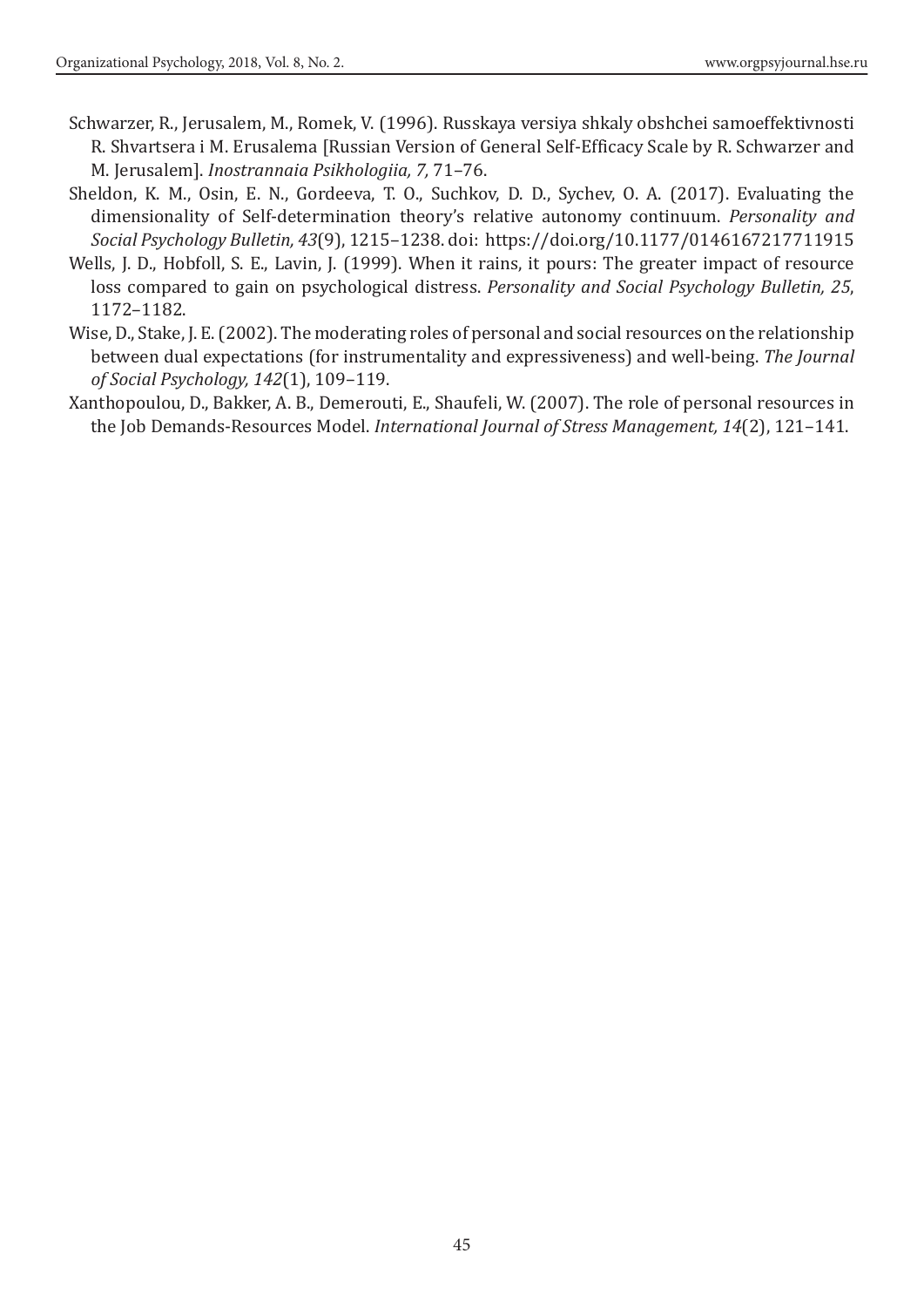Schwarzer, R., Jerusalem, M., Romek, V. (1996). Russkaya versiya shkaly obshchei samoeffektivnosti R. Shvartsera i M. Erusalema [Russian Version of General Self-Efficacy Scale by R. Schwarzer and M. Jerusalem]. *Inostrannaia Psikhologiia, 7,* 71–76.

Sheldon, K. M., Osin, E. N., Gordeeva, T. O., Suchkov, D. D., Sychev, O. A. (2017). Evaluating the dimensionality of Self-determination theory's relative autonomy continuum. *Personality and Social Psychology Bulletin, 43*(9), 1215–1238. doi: https://doi.org/10.1177/0146167217711915

Wells, J. D., Hobfoll, S. E., Lavin, J. (1999). When it rains, it pours: The greater impact of resource loss compared to gain on psychological distress. *Personality and Social Psychology Bulletin, 25*, 1172–1182.

Wise, D., Stake, J. E. (2002). The moderating roles of personal and social resources on the relationship between dual expectations (for instrumentality and expressiveness) and well-being. *The Journal of Social Psychology, 142*(1), 109–119.

Xanthopoulou, D., Bakker, A. B., Demerouti, E., Shaufeli, W. (2007). The role of personal resources in the Job Demands-Resources Model. *International Journal of Stress Management, 14*(2), 121–141.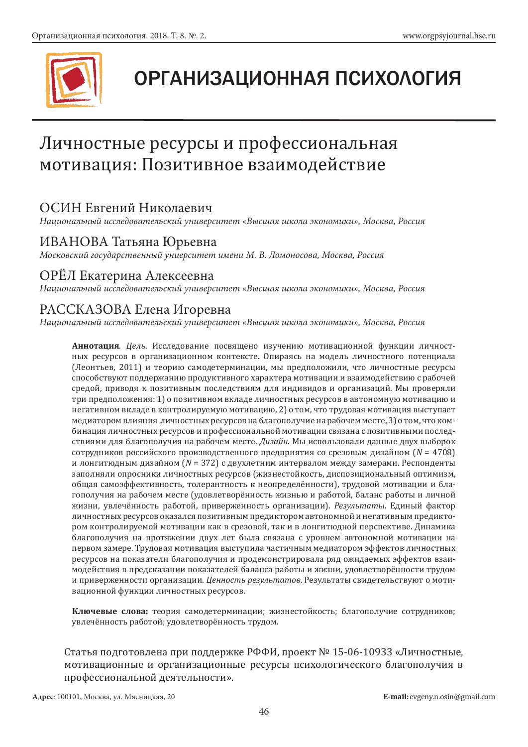# ОРГАНИЗАЦИОННАЯ ПСИХОЛОГИЯ

## Личностные ресурсы и профессиональная мотивация: Позитивное взаимодействие

**ОСИН Евгений Николаевич**
*Национальный исследовательский университет «Высшая школа экономики», Москва, Россия*

**ИВАНОВА Татьяна Юрьевна**
*Московский государственный униерситет имени М. В. Ломоносова, Москва, Россия*

**ОРЁЛ Екатерина Алексеевна**
*Национальный исследовательский университет «Высшая школа экономики», Москва, Россия*

**РАССКАЗОВА Елена Игоревна**
*Национальный исследовательский университет «Высшая школа экономики», Москва, Россия*

**Аннотация**. *Цель*. Исследование посвящено изучению мотивационной функции личностных ресурсов в организационном контексте. Опираясь на модель личностного потенциала (Леонтьев, 2011) и теорию самодетерминации, мы предположили, что личностные ресурсы способствуют поддержанию продуктивного характера мотивации и взаимодействию с рабочей средой, приводя к позитивным последствиям для индивидов и организаций. Мы проверяли три предположения: 1) о позитивном вкладе личностных ресурсов в автономную мотивацию и негативном вкладе в контролируемую мотивацию, 2) о том, что трудовая мотивация выступает медиатором влияния личностных ресурсов на благополучие на рабочем месте, 3) о том, что комбинация личностных ресурсов и профессиональной мотивации связана с позитивными последствиями для благополучия на рабочем месте. *Дизайн*. Мы использовали данные двух выборок сотрудников российского производственного предприятия со срезовым дизайном ($N$ = 4708) и лонгитюдным дизайном ($N$ = 372) с двухлетним интервалом между замерами. Респонденты заполняли опросники личностных ресурсов (жизнестойкость, диспозициональный оптимизм, общая самоэффективность, толерантность к неопределённости), трудовой мотивации и благополучия на рабочем месте (удовлетворённость жизнью и работой, баланс работы и личной жизни, увлечённость работой, приверженность организации). *Результаты*. Единый фактор личностных ресурсов оказался позитивным предиктором автономной и негативным предиктором контролируемой мотивации как в срезовой, так и в лонгитюдной перспективе. Динамика благополучия на протяжении двух лет была связана с уровнем автономной мотивации на первом замере. Трудовая мотивация выступила частичным медиатором эффектов личностных ресурсов на показатели благополучия и продемонстрировала ряд ожидаемых эффектов взаимодействия в предсказании показателей баланса работы и жизни, удовлетворённости трудом и приверженности организации. *Ценность результатов*. Результаты свидетельствуют о мотивационной функции личностных ресурсов.

**Ключевые слова:** теория самодетерминации; жизнестойкость; благополучие сотрудников; увлечённость работой; удовлетворённость трудом.

Статья подготовлена при поддержке РФФИ, проект № 15-06-10933 «Личностные, мотивационные и организационные ресурсы психологического благополучия в профессиональной деятельности».

**Адрес**: 100101, Москва, ул. Мясницкая, 20

**E-mail:** evgeny.n.osin@gmail.com